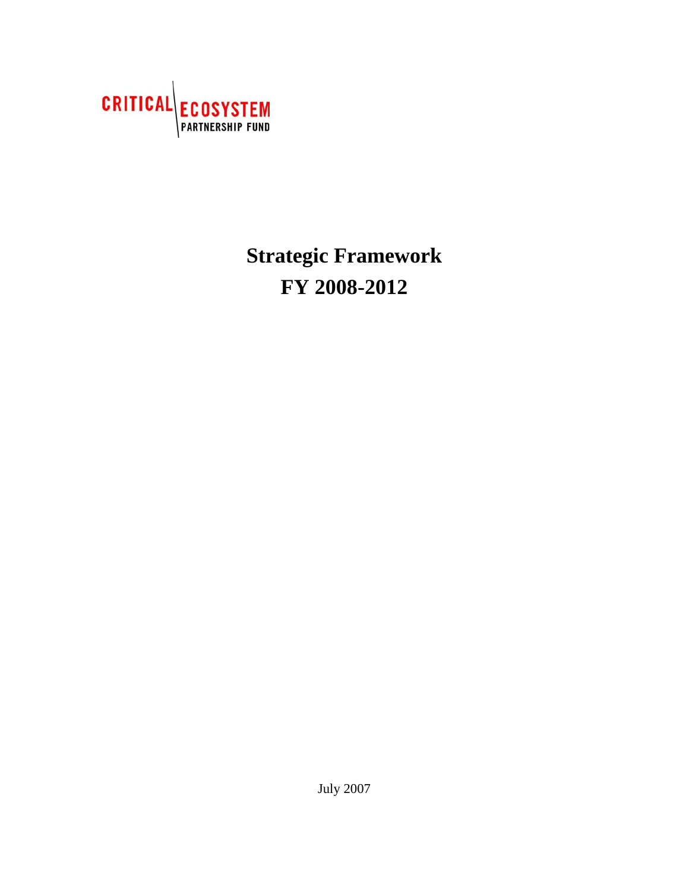CRITICAL ECOSYSTEM PARTNERSHIP FUND

# Strategic Framework
# FY 2008-2012

July 2007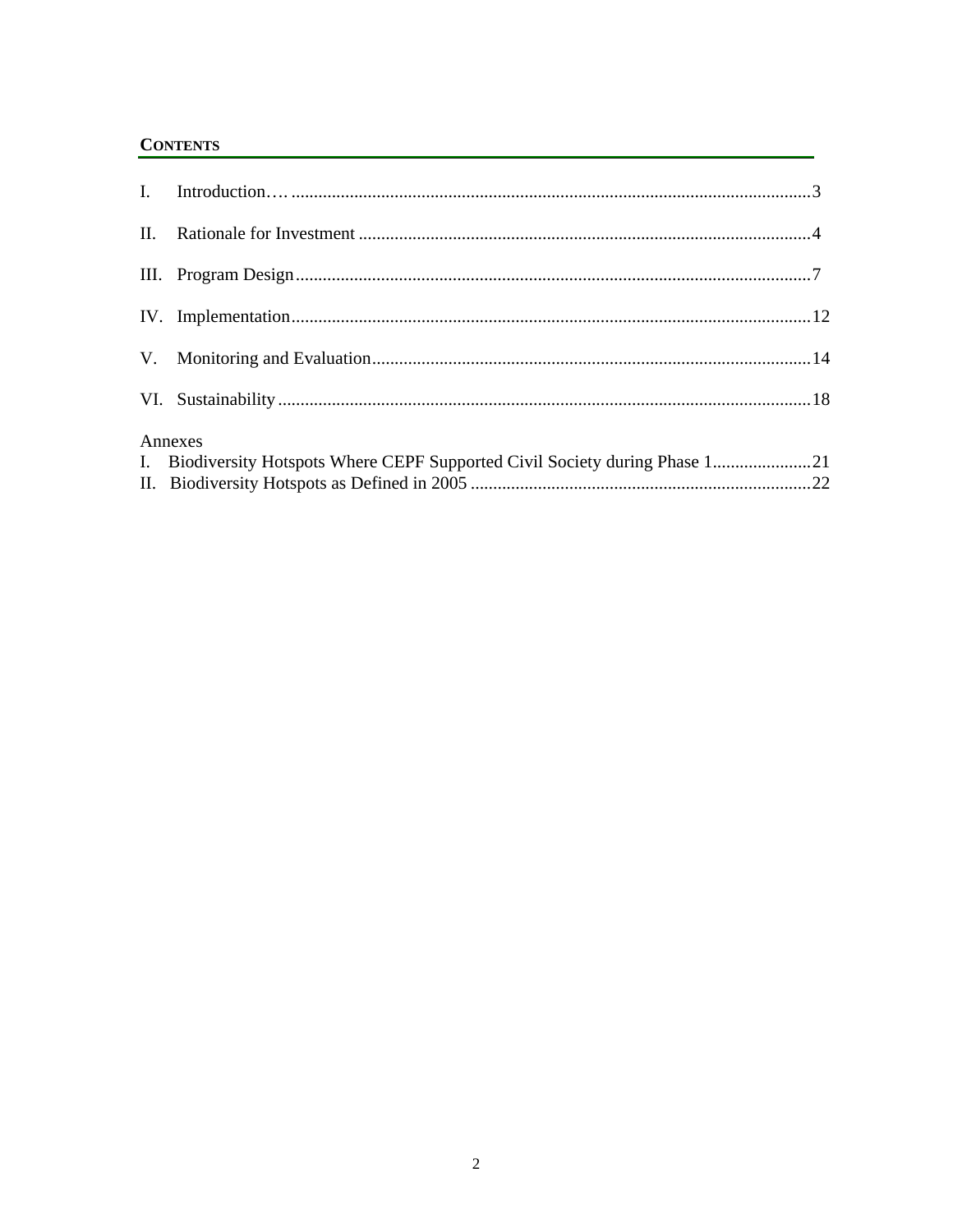## CONTENTS

I. Introduction…...............................................................................................................3

II. Rationale for Investment ....................................................................................................4

III. Program Design...................................................................................................................7

IV. Implementation...................................................................................................................12

V. Monitoring and Evaluation.................................................................................................14

VI. Sustainability......................................................................................................................18

Annexes

I. Biodiversity Hotspots Where CEPF Supported Civil Society during Phase 1......................21

II. Biodiversity Hotspots as Defined in 2005 ...........................................................................22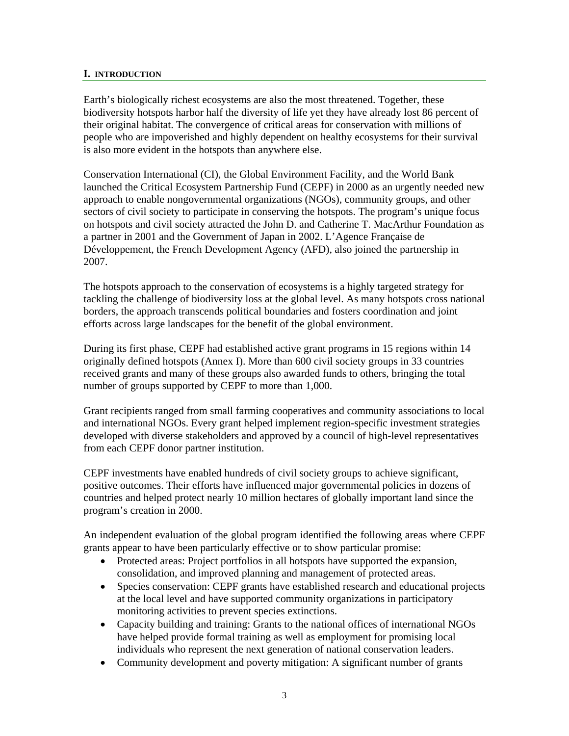## I. INTRODUCTION

Earth's biologically richest ecosystems are also the most threatened. Together, these biodiversity hotspots harbor half the diversity of life yet they have already lost 86 percent of their original habitat. The convergence of critical areas for conservation with millions of people who are impoverished and highly dependent on healthy ecosystems for their survival is also more evident in the hotspots than anywhere else.

Conservation International (CI), the Global Environment Facility, and the World Bank launched the Critical Ecosystem Partnership Fund (CEPF) in 2000 as an urgently needed new approach to enable nongovernmental organizations (NGOs), community groups, and other sectors of civil society to participate in conserving the hotspots. The program's unique focus on hotspots and civil society attracted the John D. and Catherine T. MacArthur Foundation as a partner in 2001 and the Government of Japan in 2002. L'Agence Française de Développement, the French Development Agency (AFD), also joined the partnership in 2007.

The hotspots approach to the conservation of ecosystems is a highly targeted strategy for tackling the challenge of biodiversity loss at the global level. As many hotspots cross national borders, the approach transcends political boundaries and fosters coordination and joint efforts across large landscapes for the benefit of the global environment.

During its first phase, CEPF had established active grant programs in 15 regions within 14 originally defined hotspots (Annex I). More than 600 civil society groups in 33 countries received grants and many of these groups also awarded funds to others, bringing the total number of groups supported by CEPF to more than 1,000.

Grant recipients ranged from small farming cooperatives and community associations to local and international NGOs. Every grant helped implement region-specific investment strategies developed with diverse stakeholders and approved by a council of high-level representatives from each CEPF donor partner institution.

CEPF investments have enabled hundreds of civil society groups to achieve significant, positive outcomes. Their efforts have influenced major governmental policies in dozens of countries and helped protect nearly 10 million hectares of globally important land since the program's creation in 2000.

An independent evaluation of the global program identified the following areas where CEPF grants appear to have been particularly effective or to show particular promise:

- Protected areas: Project portfolios in all hotspots have supported the expansion, consolidation, and improved planning and management of protected areas.
- Species conservation: CEPF grants have established research and educational projects at the local level and have supported community organizations in participatory monitoring activities to prevent species extinctions.
- Capacity building and training: Grants to the national offices of international NGOs have helped provide formal training as well as employment for promising local individuals who represent the next generation of national conservation leaders.
- Community development and poverty mitigation: A significant number of grants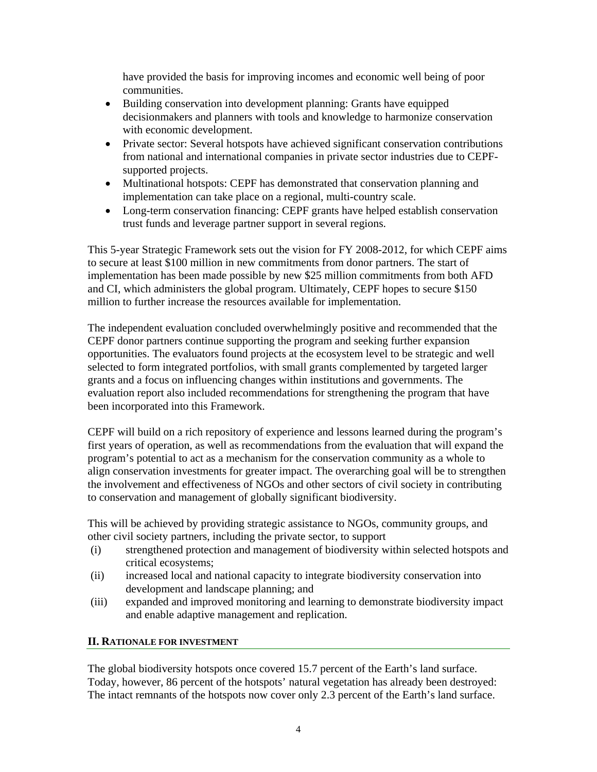have provided the basis for improving incomes and economic well being of poor communities.

- Building conservation into development planning: Grants have equipped decisionmakers and planners with tools and knowledge to harmonize conservation with economic development.
- Private sector: Several hotspots have achieved significant conservation contributions from national and international companies in private sector industries due to CEPF-supported projects.
- Multinational hotspots: CEPF has demonstrated that conservation planning and implementation can take place on a regional, multi-country scale.
- Long-term conservation financing: CEPF grants have helped establish conservation trust funds and leverage partner support in several regions.

This 5-year Strategic Framework sets out the vision for FY 2008-2012, for which CEPF aims to secure at least $100 million in new commitments from donor partners. The start of implementation has been made possible by new $25 million commitments from both AFD and CI, which administers the global program. Ultimately, CEPF hopes to secure $150 million to further increase the resources available for implementation.

The independent evaluation concluded overwhelmingly positive and recommended that the CEPF donor partners continue supporting the program and seeking further expansion opportunities. The evaluators found projects at the ecosystem level to be strategic and well selected to form integrated portfolios, with small grants complemented by targeted larger grants and a focus on influencing changes within institutions and governments. The evaluation report also included recommendations for strengthening the program that have been incorporated into this Framework.

CEPF will build on a rich repository of experience and lessons learned during the program's first years of operation, as well as recommendations from the evaluation that will expand the program's potential to act as a mechanism for the conservation community as a whole to align conservation investments for greater impact. The overarching goal will be to strengthen the involvement and effectiveness of NGOs and other sectors of civil society in contributing to conservation and management of globally significant biodiversity.

This will be achieved by providing strategic assistance to NGOs, community groups, and other civil society partners, including the private sector, to support

(i) strengthened protection and management of biodiversity within selected hotspots and critical ecosystems;
(ii) increased local and national capacity to integrate biodiversity conservation into development and landscape planning; and
(iii) expanded and improved monitoring and learning to demonstrate biodiversity impact and enable adaptive management and replication.

## II. RATIONALE FOR INVESTMENT

The global biodiversity hotspots once covered 15.7 percent of the Earth's land surface. Today, however, 86 percent of the hotspots' natural vegetation has already been destroyed: The intact remnants of the hotspots now cover only 2.3 percent of the Earth's land surface.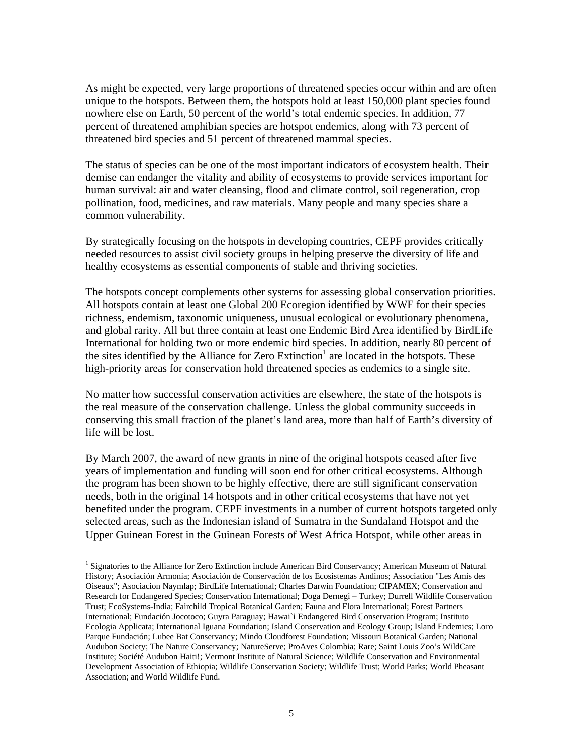As might be expected, very large proportions of threatened species occur within and are often unique to the hotspots. Between them, the hotspots hold at least 150,000 plant species found nowhere else on Earth, 50 percent of the world's total endemic species. In addition, 77 percent of threatened amphibian species are hotspot endemics, along with 73 percent of threatened bird species and 51 percent of threatened mammal species.

The status of species can be one of the most important indicators of ecosystem health. Their demise can endanger the vitality and ability of ecosystems to provide services important for human survival: air and water cleansing, flood and climate control, soil regeneration, crop pollination, food, medicines, and raw materials. Many people and many species share a common vulnerability.

By strategically focusing on the hotspots in developing countries, CEPF provides critically needed resources to assist civil society groups in helping preserve the diversity of life and healthy ecosystems as essential components of stable and thriving societies.

The hotspots concept complements other systems for assessing global conservation priorities. All hotspots contain at least one Global 200 Ecoregion identified by WWF for their species richness, endemism, taxonomic uniqueness, unusual ecological or evolutionary phenomena, and global rarity. All but three contain at least one Endemic Bird Area identified by BirdLife International for holding two or more endemic bird species. In addition, nearly 80 percent of the sites identified by the Alliance for Zero Extinction[1] are located in the hotspots. These high-priority areas for conservation hold threatened species as endemics to a single site.

No matter how successful conservation activities are elsewhere, the state of the hotspots is the real measure of the conservation challenge. Unless the global community succeeds in conserving this small fraction of the planet's land area, more than half of Earth's diversity of life will be lost.

By March 2007, the award of new grants in nine of the original hotspots ceased after five years of implementation and funding will soon end for other critical ecosystems. Although the program has been shown to be highly effective, there are still significant conservation needs, both in the original 14 hotspots and in other critical ecosystems that have not yet benefited under the program. CEPF investments in a number of current hotspots targeted only selected areas, such as the Indonesian island of Sumatra in the Sundaland Hotspot and the Upper Guinean Forest in the Guinean Forests of West Africa Hotspot, while other areas in

---

[1] Signatories to the Alliance for Zero Extinction include American Bird Conservancy; American Museum of Natural History; Asociación Armonía; Asociación de Conservación de los Ecosistemas Andinos; Association "Les Amis des Oiseaux"; Asociacion Naymlap; BirdLife International; Charles Darwin Foundation; CIPAMEX; Conservation and Research for Endangered Species; Conservation International; Doga Dernegi – Turkey; Durrell Wildlife Conservation Trust; EcoSystems-India; Fairchild Tropical Botanical Garden; Fauna and Flora International; Forest Partners International; Fundación Jocotoco; Guyra Paraguay; Hawai`i Endangered Bird Conservation Program; Instituto Ecologia Applicata; International Iguana Foundation; Island Conservation and Ecology Group; Island Endemics; Loro Parque Fundación; Lubee Bat Conservancy; Mindo Cloudforest Foundation; Missouri Botanical Garden; National Audubon Society; The Nature Conservancy; NatureServe; ProAves Colombia; Rare; Saint Louis Zoo's WildCare Institute; Société Audubon Haiti!; Vermont Institute of Natural Science; Wildlife Conservation and Environmental Development Association of Ethiopia; Wildlife Conservation Society; Wildlife Trust; World Parks; World Pheasant Association; and World Wildlife Fund.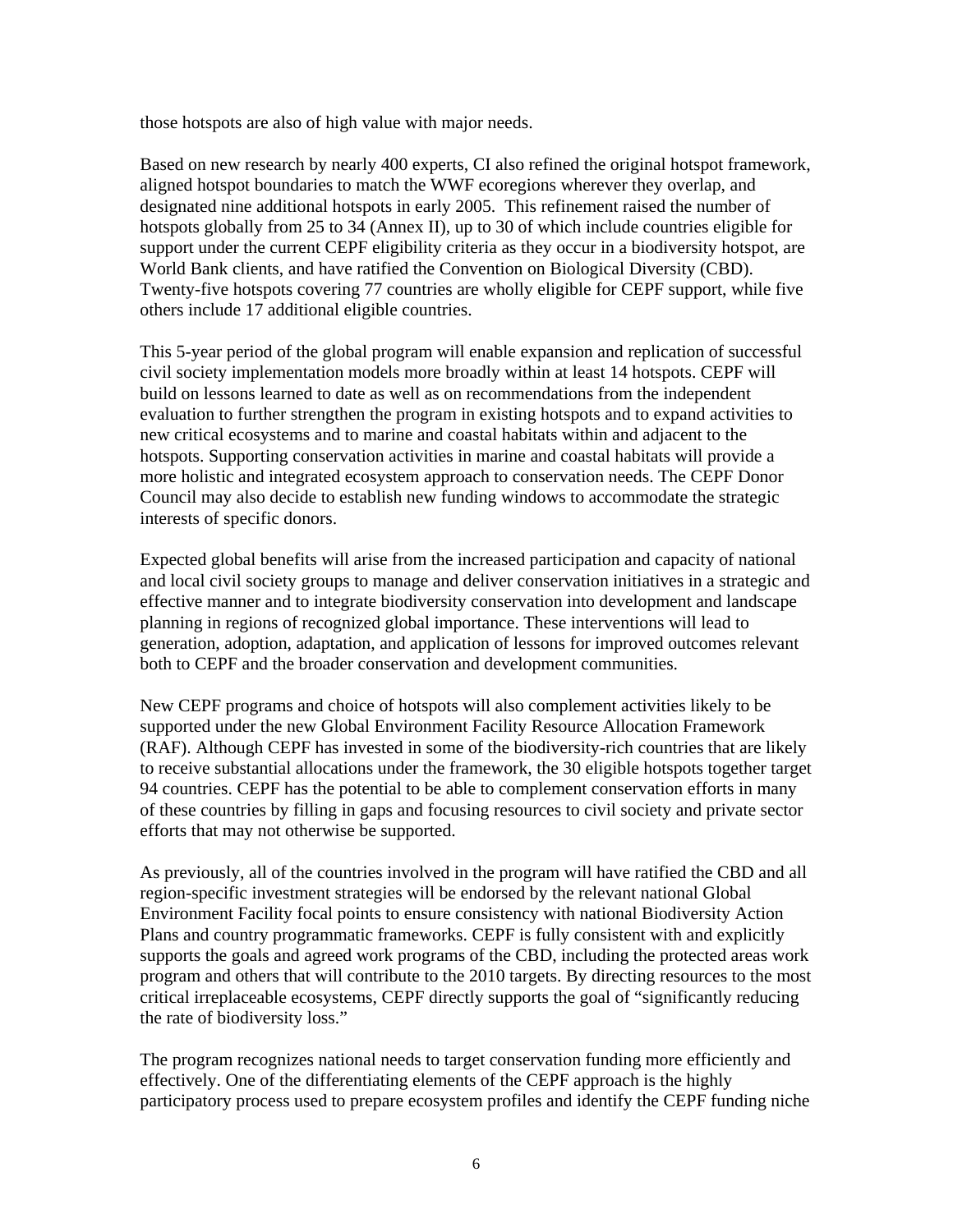those hotspots are also of high value with major needs.

Based on new research by nearly 400 experts, CI also refined the original hotspot framework, aligned hotspot boundaries to match the WWF ecoregions wherever they overlap, and designated nine additional hotspots in early 2005. This refinement raised the number of hotspots globally from 25 to 34 (Annex II), up to 30 of which include countries eligible for support under the current CEPF eligibility criteria as they occur in a biodiversity hotspot, are World Bank clients, and have ratified the Convention on Biological Diversity (CBD). Twenty-five hotspots covering 77 countries are wholly eligible for CEPF support, while five others include 17 additional eligible countries.

This 5-year period of the global program will enable expansion and replication of successful civil society implementation models more broadly within at least 14 hotspots. CEPF will build on lessons learned to date as well as on recommendations from the independent evaluation to further strengthen the program in existing hotspots and to expand activities to new critical ecosystems and to marine and coastal habitats within and adjacent to the hotspots. Supporting conservation activities in marine and coastal habitats will provide a more holistic and integrated ecosystem approach to conservation needs. The CEPF Donor Council may also decide to establish new funding windows to accommodate the strategic interests of specific donors.

Expected global benefits will arise from the increased participation and capacity of national and local civil society groups to manage and deliver conservation initiatives in a strategic and effective manner and to integrate biodiversity conservation into development and landscape planning in regions of recognized global importance. These interventions will lead to generation, adoption, adaptation, and application of lessons for improved outcomes relevant both to CEPF and the broader conservation and development communities.

New CEPF programs and choice of hotspots will also complement activities likely to be supported under the new Global Environment Facility Resource Allocation Framework (RAF). Although CEPF has invested in some of the biodiversity-rich countries that are likely to receive substantial allocations under the framework, the 30 eligible hotspots together target 94 countries. CEPF has the potential to be able to complement conservation efforts in many of these countries by filling in gaps and focusing resources to civil society and private sector efforts that may not otherwise be supported.

As previously, all of the countries involved in the program will have ratified the CBD and all region-specific investment strategies will be endorsed by the relevant national Global Environment Facility focal points to ensure consistency with national Biodiversity Action Plans and country programmatic frameworks. CEPF is fully consistent with and explicitly supports the goals and agreed work programs of the CBD, including the protected areas work program and others that will contribute to the 2010 targets. By directing resources to the most critical irreplaceable ecosystems, CEPF directly supports the goal of "significantly reducing the rate of biodiversity loss."

The program recognizes national needs to target conservation funding more efficiently and effectively. One of the differentiating elements of the CEPF approach is the highly participatory process used to prepare ecosystem profiles and identify the CEPF funding niche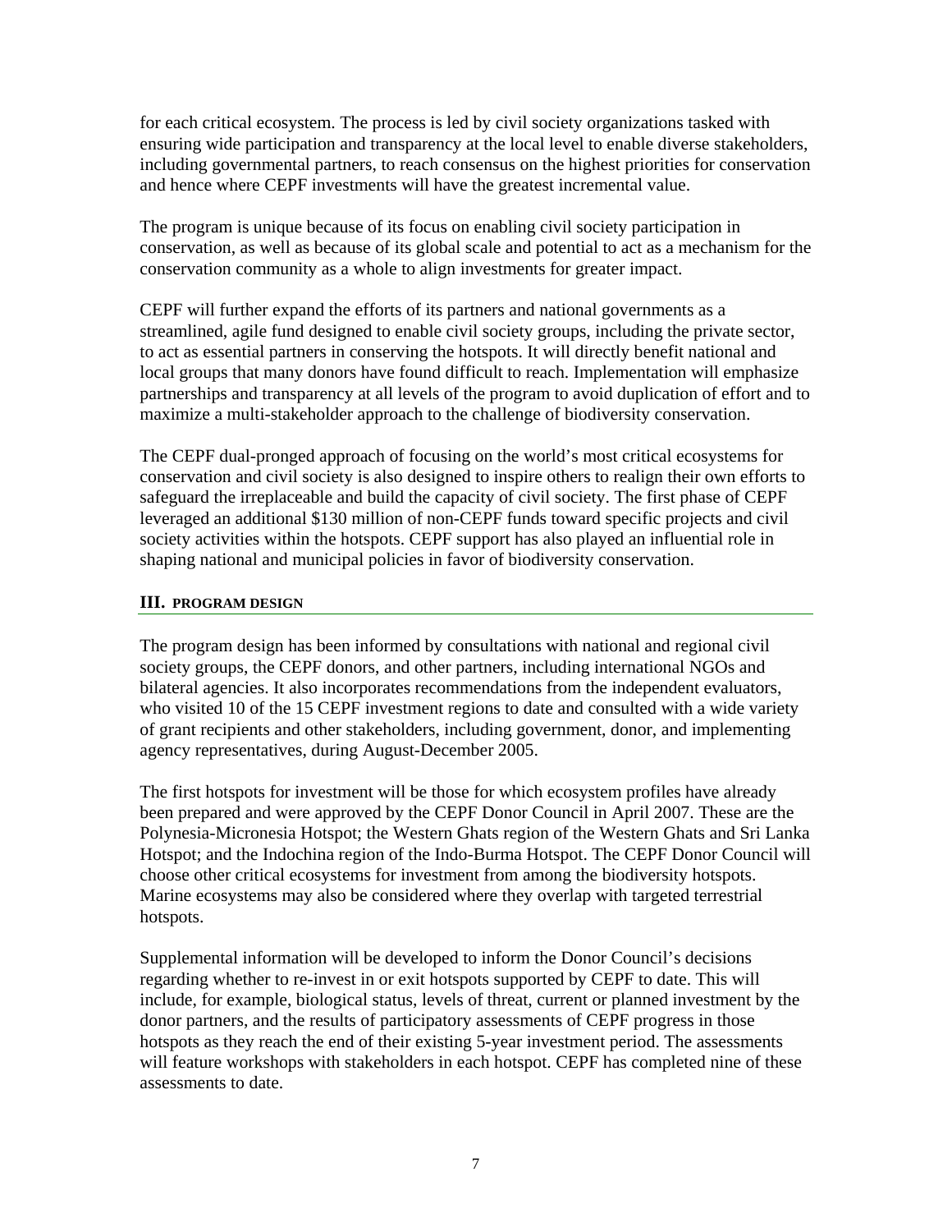for each critical ecosystem. The process is led by civil society organizations tasked with ensuring wide participation and transparency at the local level to enable diverse stakeholders, including governmental partners, to reach consensus on the highest priorities for conservation and hence where CEPF investments will have the greatest incremental value.

The program is unique because of its focus on enabling civil society participation in conservation, as well as because of its global scale and potential to act as a mechanism for the conservation community as a whole to align investments for greater impact.

CEPF will further expand the efforts of its partners and national governments as a streamlined, agile fund designed to enable civil society groups, including the private sector, to act as essential partners in conserving the hotspots. It will directly benefit national and local groups that many donors have found difficult to reach. Implementation will emphasize partnerships and transparency at all levels of the program to avoid duplication of effort and to maximize a multi-stakeholder approach to the challenge of biodiversity conservation.

The CEPF dual-pronged approach of focusing on the world's most critical ecosystems for conservation and civil society is also designed to inspire others to realign their own efforts to safeguard the irreplaceable and build the capacity of civil society. The first phase of CEPF leveraged an additional \$130 million of non-CEPF funds toward specific projects and civil society activities within the hotspots. CEPF support has also played an influential role in shaping national and municipal policies in favor of biodiversity conservation.

## III. PROGRAM DESIGN

The program design has been informed by consultations with national and regional civil society groups, the CEPF donors, and other partners, including international NGOs and bilateral agencies. It also incorporates recommendations from the independent evaluators, who visited 10 of the 15 CEPF investment regions to date and consulted with a wide variety of grant recipients and other stakeholders, including government, donor, and implementing agency representatives, during August-December 2005.

The first hotspots for investment will be those for which ecosystem profiles have already been prepared and were approved by the CEPF Donor Council in April 2007. These are the Polynesia-Micronesia Hotspot; the Western Ghats region of the Western Ghats and Sri Lanka Hotspot; and the Indochina region of the Indo-Burma Hotspot. The CEPF Donor Council will choose other critical ecosystems for investment from among the biodiversity hotspots. Marine ecosystems may also be considered where they overlap with targeted terrestrial hotspots.

Supplemental information will be developed to inform the Donor Council's decisions regarding whether to re-invest in or exit hotspots supported by CEPF to date. This will include, for example, biological status, levels of threat, current or planned investment by the donor partners, and the results of participatory assessments of CEPF progress in those hotspots as they reach the end of their existing 5-year investment period. The assessments will feature workshops with stakeholders in each hotspot. CEPF has completed nine of these assessments to date.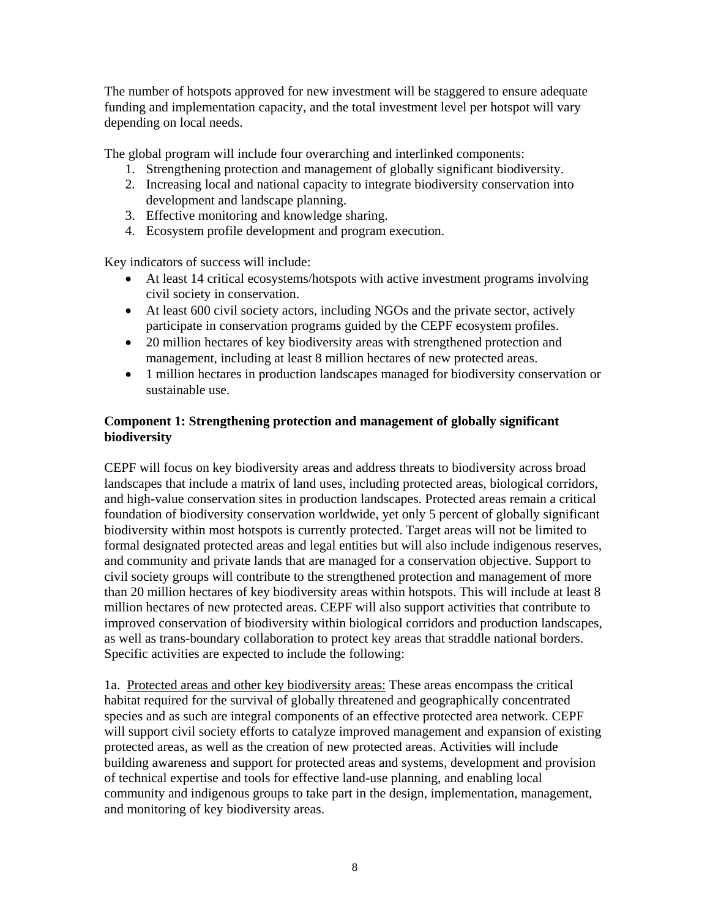The number of hotspots approved for new investment will be staggered to ensure adequate funding and implementation capacity, and the total investment level per hotspot will vary depending on local needs.

The global program will include four overarching and interlinked components:

1. Strengthening protection and management of globally significant biodiversity.
2. Increasing local and national capacity to integrate biodiversity conservation into development and landscape planning.
3. Effective monitoring and knowledge sharing.
4. Ecosystem profile development and program execution.

Key indicators of success will include:

- At least 14 critical ecosystems/hotspots with active investment programs involving civil society in conservation.
- At least 600 civil society actors, including NGOs and the private sector, actively participate in conservation programs guided by the CEPF ecosystem profiles.
- 20 million hectares of key biodiversity areas with strengthened protection and management, including at least 8 million hectares of new protected areas.
- 1 million hectares in production landscapes managed for biodiversity conservation or sustainable use.

**Component 1: Strengthening protection and management of globally significant biodiversity**

CEPF will focus on key biodiversity areas and address threats to biodiversity across broad landscapes that include a matrix of land uses, including protected areas, biological corridors, and high-value conservation sites in production landscapes. Protected areas remain a critical foundation of biodiversity conservation worldwide, yet only 5 percent of globally significant biodiversity within most hotspots is currently protected. Target areas will not be limited to formal designated protected areas and legal entities but will also include indigenous reserves, and community and private lands that are managed for a conservation objective. Support to civil society groups will contribute to the strengthened protection and management of more than 20 million hectares of key biodiversity areas within hotspots. This will include at least 8 million hectares of new protected areas. CEPF will also support activities that contribute to improved conservation of biodiversity within biological corridors and production landscapes, as well as trans-boundary collaboration to protect key areas that straddle national borders. Specific activities are expected to include the following:

1a. Protected areas and other key biodiversity areas: These areas encompass the critical habitat required for the survival of globally threatened and geographically concentrated species and as such are integral components of an effective protected area network. CEPF will support civil society efforts to catalyze improved management and expansion of existing protected areas, as well as the creation of new protected areas. Activities will include building awareness and support for protected areas and systems, development and provision of technical expertise and tools for effective land-use planning, and enabling local community and indigenous groups to take part in the design, implementation, management, and monitoring of key biodiversity areas.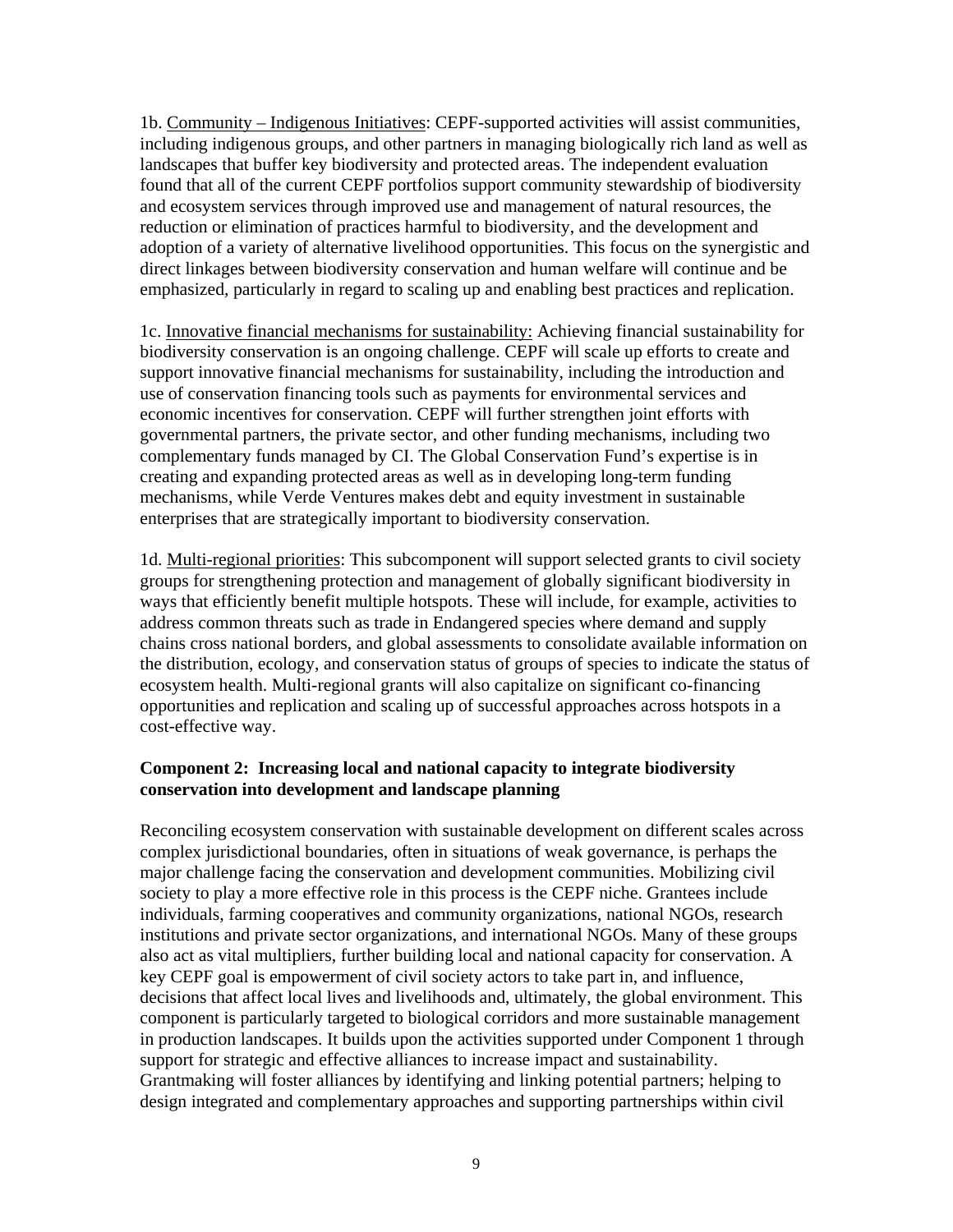1b. Community – Indigenous Initiatives: CEPF-supported activities will assist communities, including indigenous groups, and other partners in managing biologically rich land as well as landscapes that buffer key biodiversity and protected areas. The independent evaluation found that all of the current CEPF portfolios support community stewardship of biodiversity and ecosystem services through improved use and management of natural resources, the reduction or elimination of practices harmful to biodiversity, and the development and adoption of a variety of alternative livelihood opportunities. This focus on the synergistic and direct linkages between biodiversity conservation and human welfare will continue and be emphasized, particularly in regard to scaling up and enabling best practices and replication.

1c. Innovative financial mechanisms for sustainability: Achieving financial sustainability for biodiversity conservation is an ongoing challenge. CEPF will scale up efforts to create and support innovative financial mechanisms for sustainability, including the introduction and use of conservation financing tools such as payments for environmental services and economic incentives for conservation. CEPF will further strengthen joint efforts with governmental partners, the private sector, and other funding mechanisms, including two complementary funds managed by CI. The Global Conservation Fund's expertise is in creating and expanding protected areas as well as in developing long-term funding mechanisms, while Verde Ventures makes debt and equity investment in sustainable enterprises that are strategically important to biodiversity conservation.

1d. Multi-regional priorities: This subcomponent will support selected grants to civil society groups for strengthening protection and management of globally significant biodiversity in ways that efficiently benefit multiple hotspots. These will include, for example, activities to address common threats such as trade in Endangered species where demand and supply chains cross national borders, and global assessments to consolidate available information on the distribution, ecology, and conservation status of groups of species to indicate the status of ecosystem health. Multi-regional grants will also capitalize on significant co-financing opportunities and replication and scaling up of successful approaches across hotspots in a cost-effective way.

**Component 2: Increasing local and national capacity to integrate biodiversity conservation into development and landscape planning**

Reconciling ecosystem conservation with sustainable development on different scales across complex jurisdictional boundaries, often in situations of weak governance, is perhaps the major challenge facing the conservation and development communities. Mobilizing civil society to play a more effective role in this process is the CEPF niche. Grantees include individuals, farming cooperatives and community organizations, national NGOs, research institutions and private sector organizations, and international NGOs. Many of these groups also act as vital multipliers, further building local and national capacity for conservation. A key CEPF goal is empowerment of civil society actors to take part in, and influence, decisions that affect local lives and livelihoods and, ultimately, the global environment. This component is particularly targeted to biological corridors and more sustainable management in production landscapes. It builds upon the activities supported under Component 1 through support for strategic and effective alliances to increase impact and sustainability. Grantmaking will foster alliances by identifying and linking potential partners; helping to design integrated and complementary approaches and supporting partnerships within civil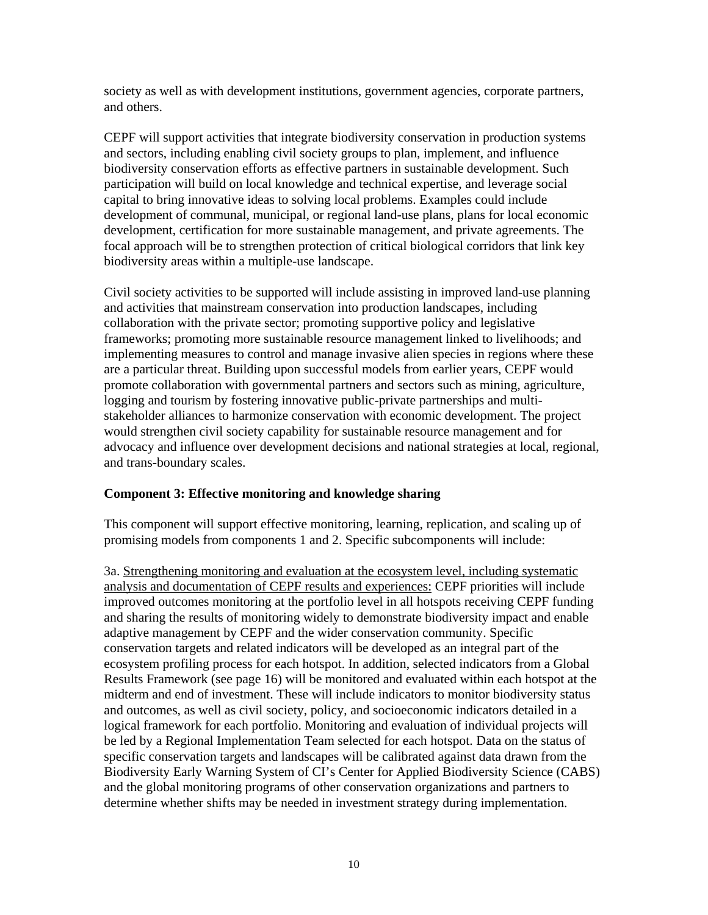society as well as with development institutions, government agencies, corporate partners, and others.

CEPF will support activities that integrate biodiversity conservation in production systems and sectors, including enabling civil society groups to plan, implement, and influence biodiversity conservation efforts as effective partners in sustainable development. Such participation will build on local knowledge and technical expertise, and leverage social capital to bring innovative ideas to solving local problems. Examples could include development of communal, municipal, or regional land-use plans, plans for local economic development, certification for more sustainable management, and private agreements. The focal approach will be to strengthen protection of critical biological corridors that link key biodiversity areas within a multiple-use landscape.

Civil society activities to be supported will include assisting in improved land-use planning and activities that mainstream conservation into production landscapes, including collaboration with the private sector; promoting supportive policy and legislative frameworks; promoting more sustainable resource management linked to livelihoods; and implementing measures to control and manage invasive alien species in regions where these are a particular threat. Building upon successful models from earlier years, CEPF would promote collaboration with governmental partners and sectors such as mining, agriculture, logging and tourism by fostering innovative public-private partnerships and multi-stakeholder alliances to harmonize conservation with economic development. The project would strengthen civil society capability for sustainable resource management and for advocacy and influence over development decisions and national strategies at local, regional, and trans-boundary scales.

**Component 3: Effective monitoring and knowledge sharing**

This component will support effective monitoring, learning, replication, and scaling up of promising models from components 1 and 2. Specific subcomponents will include:

3a. <u>Strengthening monitoring and evaluation at the ecosystem level, including systematic analysis and documentation of CEPF results and experiences:</u> CEPF priorities will include improved outcomes monitoring at the portfolio level in all hotspots receiving CEPF funding and sharing the results of monitoring widely to demonstrate biodiversity impact and enable adaptive management by CEPF and the wider conservation community. Specific conservation targets and related indicators will be developed as an integral part of the ecosystem profiling process for each hotspot. In addition, selected indicators from a Global Results Framework (see page 16) will be monitored and evaluated within each hotspot at the midterm and end of investment. These will include indicators to monitor biodiversity status and outcomes, as well as civil society, policy, and socioeconomic indicators detailed in a logical framework for each portfolio. Monitoring and evaluation of individual projects will be led by a Regional Implementation Team selected for each hotspot. Data on the status of specific conservation targets and landscapes will be calibrated against data drawn from the Biodiversity Early Warning System of CI's Center for Applied Biodiversity Science (CABS) and the global monitoring programs of other conservation organizations and partners to determine whether shifts may be needed in investment strategy during implementation.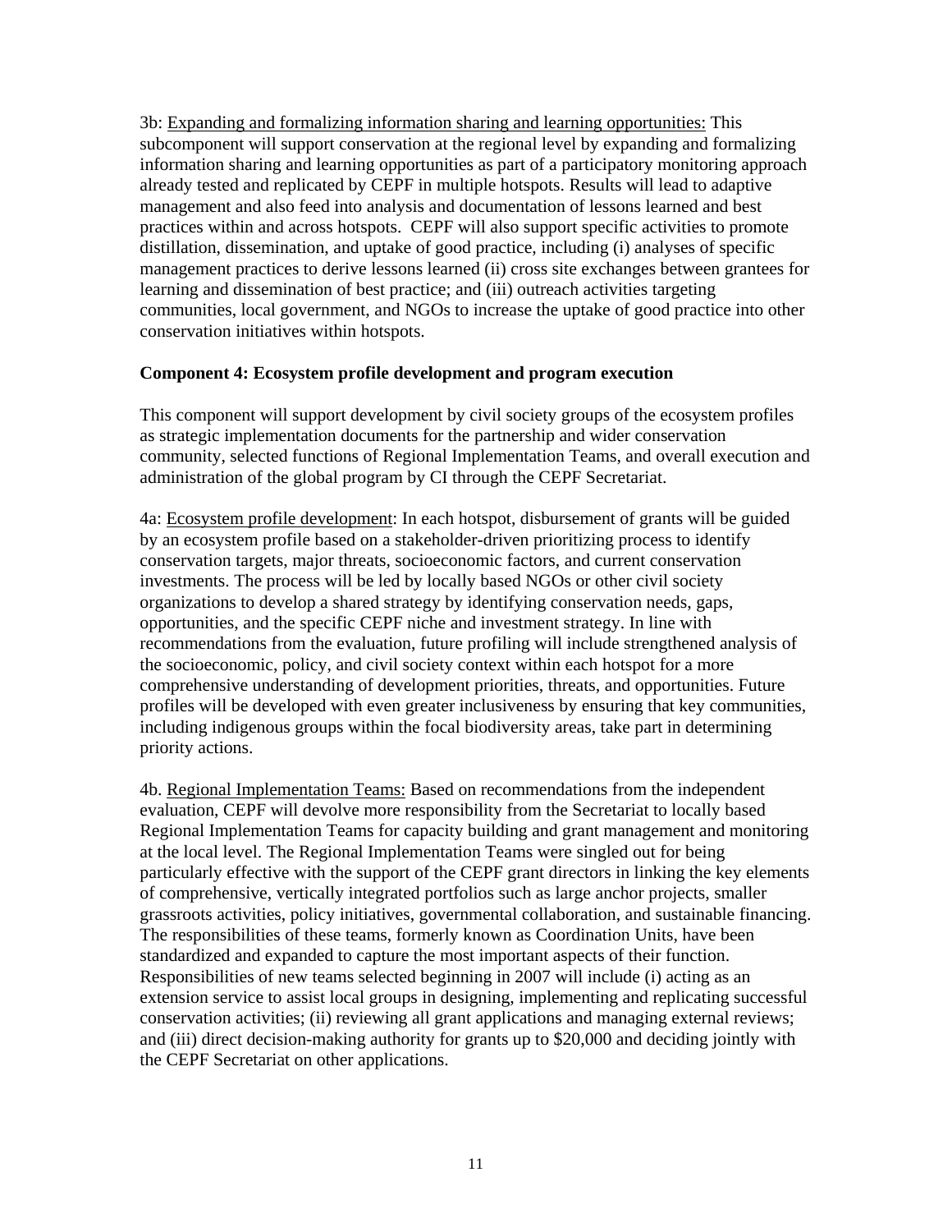3b: Expanding and formalizing information sharing and learning opportunities: This subcomponent will support conservation at the regional level by expanding and formalizing information sharing and learning opportunities as part of a participatory monitoring approach already tested and replicated by CEPF in multiple hotspots. Results will lead to adaptive management and also feed into analysis and documentation of lessons learned and best practices within and across hotspots. CEPF will also support specific activities to promote distillation, dissemination, and uptake of good practice, including (i) analyses of specific management practices to derive lessons learned (ii) cross site exchanges between grantees for learning and dissemination of best practice; and (iii) outreach activities targeting communities, local government, and NGOs to increase the uptake of good practice into other conservation initiatives within hotspots.

**Component 4: Ecosystem profile development and program execution**

This component will support development by civil society groups of the ecosystem profiles as strategic implementation documents for the partnership and wider conservation community, selected functions of Regional Implementation Teams, and overall execution and administration of the global program by CI through the CEPF Secretariat.

4a: Ecosystem profile development: In each hotspot, disbursement of grants will be guided by an ecosystem profile based on a stakeholder-driven prioritizing process to identify conservation targets, major threats, socioeconomic factors, and current conservation investments. The process will be led by locally based NGOs or other civil society organizations to develop a shared strategy by identifying conservation needs, gaps, opportunities, and the specific CEPF niche and investment strategy. In line with recommendations from the evaluation, future profiling will include strengthened analysis of the socioeconomic, policy, and civil society context within each hotspot for a more comprehensive understanding of development priorities, threats, and opportunities. Future profiles will be developed with even greater inclusiveness by ensuring that key communities, including indigenous groups within the focal biodiversity areas, take part in determining priority actions.

4b. Regional Implementation Teams: Based on recommendations from the independent evaluation, CEPF will devolve more responsibility from the Secretariat to locally based Regional Implementation Teams for capacity building and grant management and monitoring at the local level. The Regional Implementation Teams were singled out for being particularly effective with the support of the CEPF grant directors in linking the key elements of comprehensive, vertically integrated portfolios such as large anchor projects, smaller grassroots activities, policy initiatives, governmental collaboration, and sustainable financing. The responsibilities of these teams, formerly known as Coordination Units, have been standardized and expanded to capture the most important aspects of their function. Responsibilities of new teams selected beginning in 2007 will include (i) acting as an extension service to assist local groups in designing, implementing and replicating successful conservation activities; (ii) reviewing all grant applications and managing external reviews; and (iii) direct decision-making authority for grants up to $20,000 and deciding jointly with the CEPF Secretariat on other applications.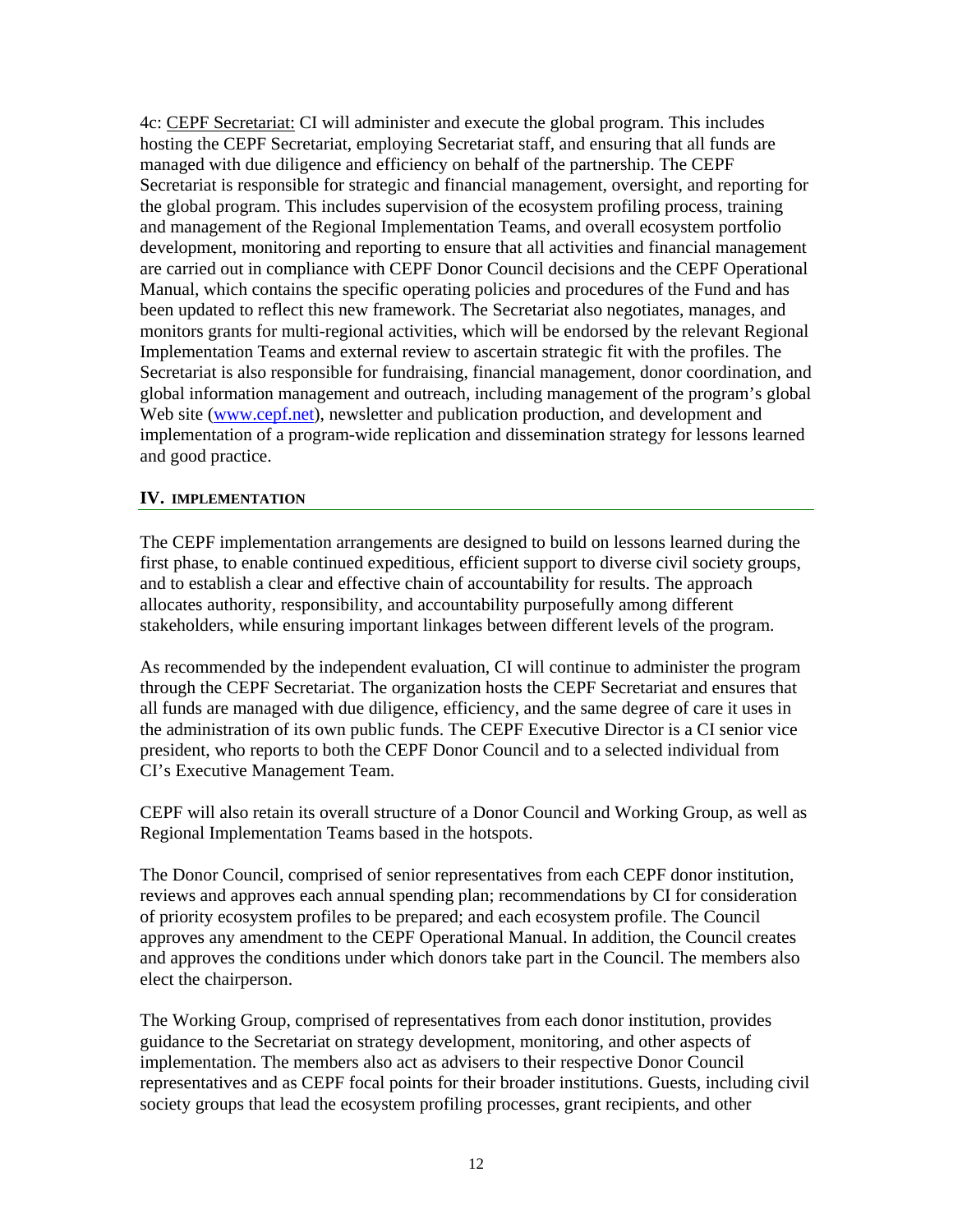4c: CEPF Secretariat: CI will administer and execute the global program. This includes hosting the CEPF Secretariat, employing Secretariat staff, and ensuring that all funds are managed with due diligence and efficiency on behalf of the partnership. The CEPF Secretariat is responsible for strategic and financial management, oversight, and reporting for the global program. This includes supervision of the ecosystem profiling process, training and management of the Regional Implementation Teams, and overall ecosystem portfolio development, monitoring and reporting to ensure that all activities and financial management are carried out in compliance with CEPF Donor Council decisions and the CEPF Operational Manual, which contains the specific operating policies and procedures of the Fund and has been updated to reflect this new framework. The Secretariat also negotiates, manages, and monitors grants for multi-regional activities, which will be endorsed by the relevant Regional Implementation Teams and external review to ascertain strategic fit with the profiles. The Secretariat is also responsible for fundraising, financial management, donor coordination, and global information management and outreach, including management of the program's global Web site (www.cepf.net), newsletter and publication production, and development and implementation of a program-wide replication and dissemination strategy for lessons learned and good practice.

## IV. IMPLEMENTATION

The CEPF implementation arrangements are designed to build on lessons learned during the first phase, to enable continued expeditious, efficient support to diverse civil society groups, and to establish a clear and effective chain of accountability for results. The approach allocates authority, responsibility, and accountability purposefully among different stakeholders, while ensuring important linkages between different levels of the program.

As recommended by the independent evaluation, CI will continue to administer the program through the CEPF Secretariat. The organization hosts the CEPF Secretariat and ensures that all funds are managed with due diligence, efficiency, and the same degree of care it uses in the administration of its own public funds. The CEPF Executive Director is a CI senior vice president, who reports to both the CEPF Donor Council and to a selected individual from CI's Executive Management Team.

CEPF will also retain its overall structure of a Donor Council and Working Group, as well as Regional Implementation Teams based in the hotspots.

The Donor Council, comprised of senior representatives from each CEPF donor institution, reviews and approves each annual spending plan; recommendations by CI for consideration of priority ecosystem profiles to be prepared; and each ecosystem profile. The Council approves any amendment to the CEPF Operational Manual. In addition, the Council creates and approves the conditions under which donors take part in the Council. The members also elect the chairperson.

The Working Group, comprised of representatives from each donor institution, provides guidance to the Secretariat on strategy development, monitoring, and other aspects of implementation. The members also act as advisers to their respective Donor Council representatives and as CEPF focal points for their broader institutions. Guests, including civil society groups that lead the ecosystem profiling processes, grant recipients, and other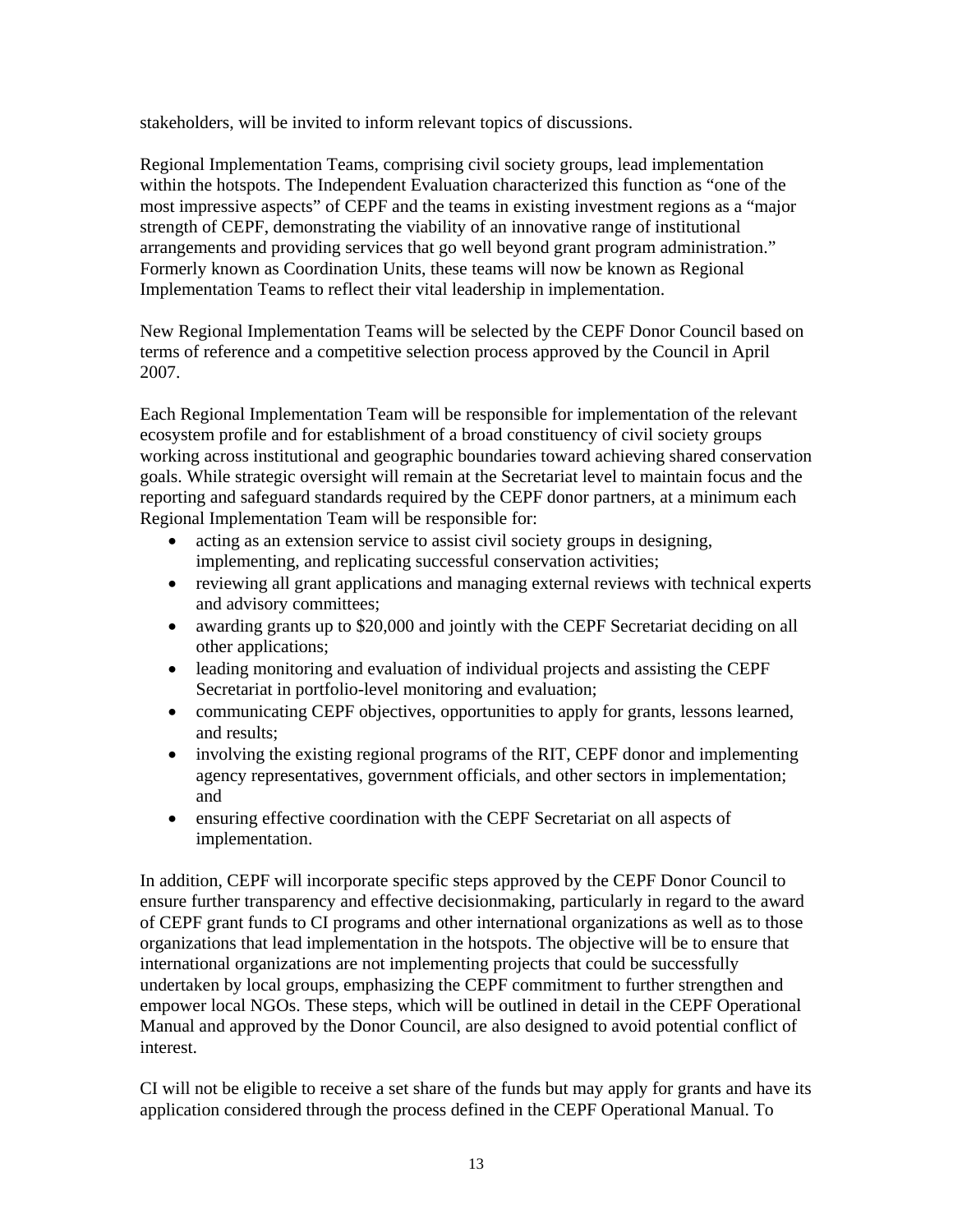stakeholders, will be invited to inform relevant topics of discussions.

Regional Implementation Teams, comprising civil society groups, lead implementation within the hotspots. The Independent Evaluation characterized this function as "one of the most impressive aspects" of CEPF and the teams in existing investment regions as a "major strength of CEPF, demonstrating the viability of an innovative range of institutional arrangements and providing services that go well beyond grant program administration." Formerly known as Coordination Units, these teams will now be known as Regional Implementation Teams to reflect their vital leadership in implementation.

New Regional Implementation Teams will be selected by the CEPF Donor Council based on terms of reference and a competitive selection process approved by the Council in April 2007.

Each Regional Implementation Team will be responsible for implementation of the relevant ecosystem profile and for establishment of a broad constituency of civil society groups working across institutional and geographic boundaries toward achieving shared conservation goals. While strategic oversight will remain at the Secretariat level to maintain focus and the reporting and safeguard standards required by the CEPF donor partners, at a minimum each Regional Implementation Team will be responsible for:

- acting as an extension service to assist civil society groups in designing, implementing, and replicating successful conservation activities;
- reviewing all grant applications and managing external reviews with technical experts and advisory committees;
- awarding grants up to $20,000 and jointly with the CEPF Secretariat deciding on all other applications;
- leading monitoring and evaluation of individual projects and assisting the CEPF Secretariat in portfolio-level monitoring and evaluation;
- communicating CEPF objectives, opportunities to apply for grants, lessons learned, and results;
- involving the existing regional programs of the RIT, CEPF donor and implementing agency representatives, government officials, and other sectors in implementation; and
- ensuring effective coordination with the CEPF Secretariat on all aspects of implementation.

In addition, CEPF will incorporate specific steps approved by the CEPF Donor Council to ensure further transparency and effective decisionmaking, particularly in regard to the award of CEPF grant funds to CI programs and other international organizations as well as to those organizations that lead implementation in the hotspots. The objective will be to ensure that international organizations are not implementing projects that could be successfully undertaken by local groups, emphasizing the CEPF commitment to further strengthen and empower local NGOs. These steps, which will be outlined in detail in the CEPF Operational Manual and approved by the Donor Council, are also designed to avoid potential conflict of interest.

CI will not be eligible to receive a set share of the funds but may apply for grants and have its application considered through the process defined in the CEPF Operational Manual. To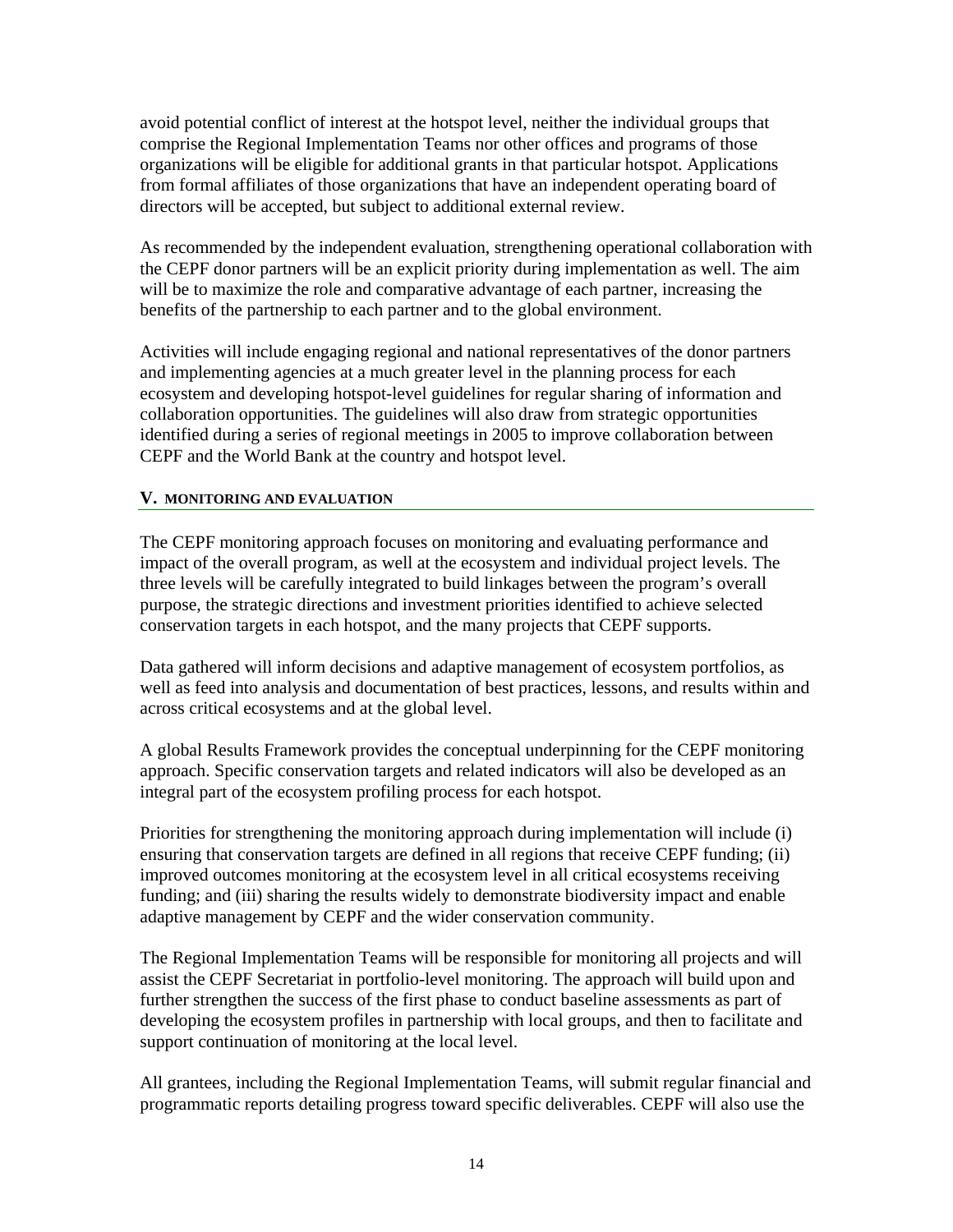avoid potential conflict of interest at the hotspot level, neither the individual groups that comprise the Regional Implementation Teams nor other offices and programs of those organizations will be eligible for additional grants in that particular hotspot. Applications from formal affiliates of those organizations that have an independent operating board of directors will be accepted, but subject to additional external review.

As recommended by the independent evaluation, strengthening operational collaboration with the CEPF donor partners will be an explicit priority during implementation as well. The aim will be to maximize the role and comparative advantage of each partner, increasing the benefits of the partnership to each partner and to the global environment.

Activities will include engaging regional and national representatives of the donor partners and implementing agencies at a much greater level in the planning process for each ecosystem and developing hotspot-level guidelines for regular sharing of information and collaboration opportunities. The guidelines will also draw from strategic opportunities identified during a series of regional meetings in 2005 to improve collaboration between CEPF and the World Bank at the country and hotspot level.

## V. MONITORING AND EVALUATION

The CEPF monitoring approach focuses on monitoring and evaluating performance and impact of the overall program, as well at the ecosystem and individual project levels. The three levels will be carefully integrated to build linkages between the program's overall purpose, the strategic directions and investment priorities identified to achieve selected conservation targets in each hotspot, and the many projects that CEPF supports.

Data gathered will inform decisions and adaptive management of ecosystem portfolios, as well as feed into analysis and documentation of best practices, lessons, and results within and across critical ecosystems and at the global level.

A global Results Framework provides the conceptual underpinning for the CEPF monitoring approach. Specific conservation targets and related indicators will also be developed as an integral part of the ecosystem profiling process for each hotspot.

Priorities for strengthening the monitoring approach during implementation will include (i) ensuring that conservation targets are defined in all regions that receive CEPF funding; (ii) improved outcomes monitoring at the ecosystem level in all critical ecosystems receiving funding; and (iii) sharing the results widely to demonstrate biodiversity impact and enable adaptive management by CEPF and the wider conservation community.

The Regional Implementation Teams will be responsible for monitoring all projects and will assist the CEPF Secretariat in portfolio-level monitoring. The approach will build upon and further strengthen the success of the first phase to conduct baseline assessments as part of developing the ecosystem profiles in partnership with local groups, and then to facilitate and support continuation of monitoring at the local level.

All grantees, including the Regional Implementation Teams, will submit regular financial and programmatic reports detailing progress toward specific deliverables. CEPF will also use the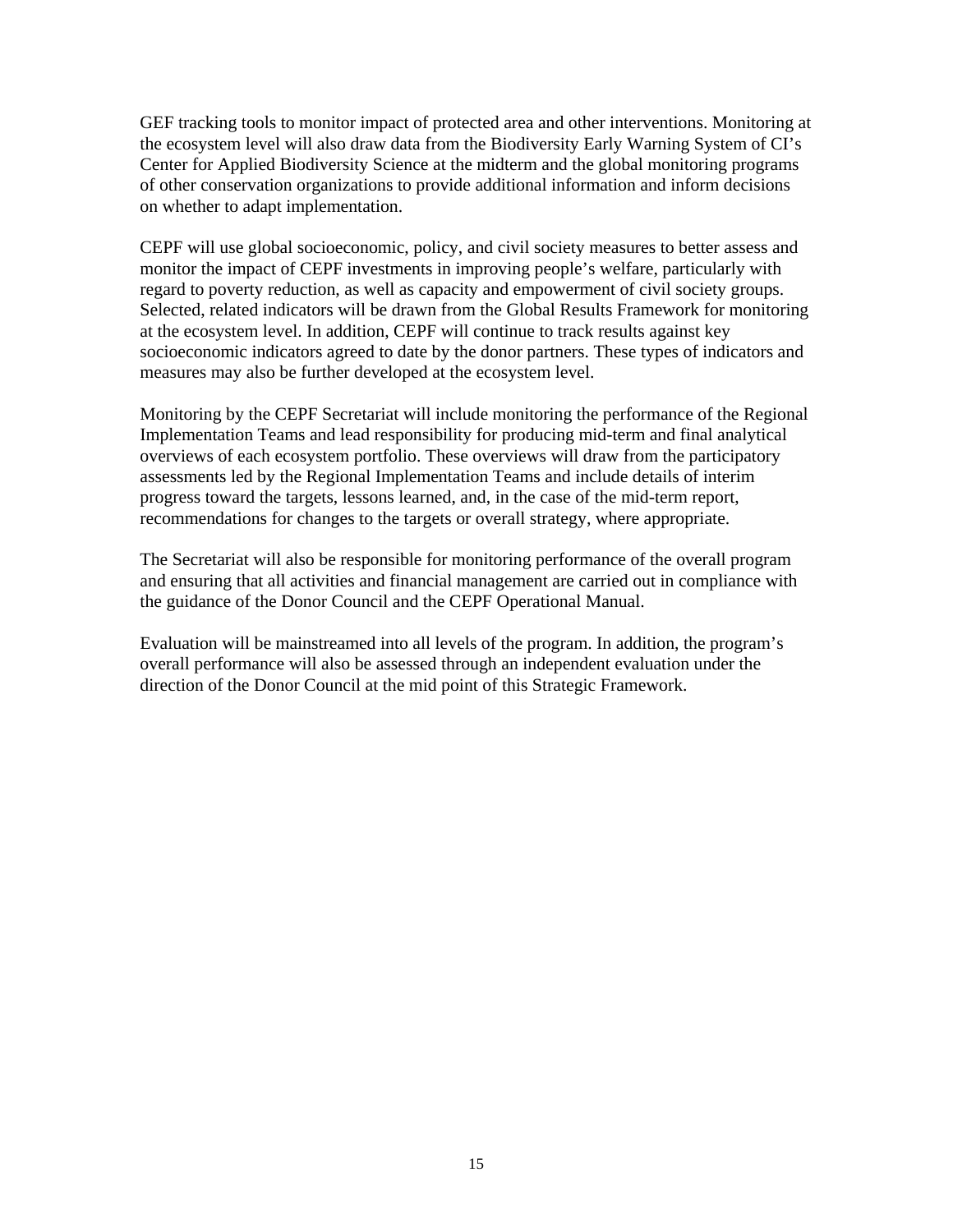GEF tracking tools to monitor impact of protected area and other interventions. Monitoring at the ecosystem level will also draw data from the Biodiversity Early Warning System of CI's Center for Applied Biodiversity Science at the midterm and the global monitoring programs of other conservation organizations to provide additional information and inform decisions on whether to adapt implementation.

CEPF will use global socioeconomic, policy, and civil society measures to better assess and monitor the impact of CEPF investments in improving people's welfare, particularly with regard to poverty reduction, as well as capacity and empowerment of civil society groups. Selected, related indicators will be drawn from the Global Results Framework for monitoring at the ecosystem level. In addition, CEPF will continue to track results against key socioeconomic indicators agreed to date by the donor partners. These types of indicators and measures may also be further developed at the ecosystem level.

Monitoring by the CEPF Secretariat will include monitoring the performance of the Regional Implementation Teams and lead responsibility for producing mid-term and final analytical overviews of each ecosystem portfolio. These overviews will draw from the participatory assessments led by the Regional Implementation Teams and include details of interim progress toward the targets, lessons learned, and, in the case of the mid-term report, recommendations for changes to the targets or overall strategy, where appropriate.

The Secretariat will also be responsible for monitoring performance of the overall program and ensuring that all activities and financial management are carried out in compliance with the guidance of the Donor Council and the CEPF Operational Manual.

Evaluation will be mainstreamed into all levels of the program. In addition, the program's overall performance will also be assessed through an independent evaluation under the direction of the Donor Council at the mid point of this Strategic Framework.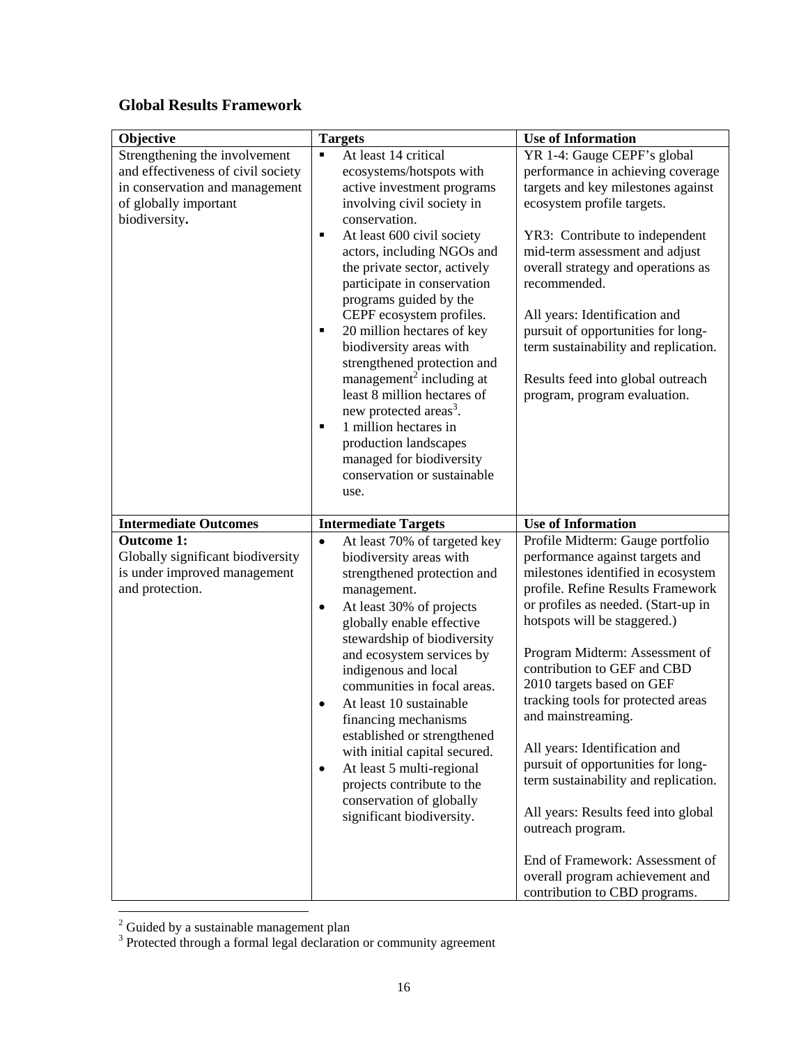## Global Results Framework

| Objective | Targets | Use of Information |
|---|---|---|
| Strengthening the involvement and effectiveness of civil society in conservation and management of globally important biodiversity. | ▪ At least 14 critical ecosystems/hotspots with active investment programs involving civil society in conservation.<br>▪ At least 600 civil society actors, including NGOs and the private sector, actively participate in conservation programs guided by the CEPF ecosystem profiles.<br>▪ 20 million hectares of key biodiversity areas with strengthened protection and management[2] including at least 8 million hectares of new protected areas[3].<br>▪ 1 million hectares in production landscapes managed for biodiversity conservation or sustainable use. | YR 1-4: Gauge CEPF's global performance in achieving coverage targets and key milestones against ecosystem profile targets.<br><br>YR3: Contribute to independent mid-term assessment and adjust overall strategy and operations as recommended.<br><br>All years: Identification and pursuit of opportunities for long-term sustainability and replication.<br><br>Results feed into global outreach program, program evaluation. |
| **Intermediate Outcomes** | **Intermediate Targets** | **Use of Information** |
| **Outcome 1:**<br>Globally significant biodiversity is under improved management and protection. | • At least 70% of targeted key biodiversity areas with strengthened protection and management.<br>• At least 30% of projects globally enable effective stewardship of biodiversity and ecosystem services by indigenous and local communities in focal areas.<br>• At least 10 sustainable financing mechanisms established or strengthened with initial capital secured.<br>• At least 5 multi-regional projects contribute to the conservation of globally significant biodiversity. | Profile Midterm: Gauge portfolio performance against targets and milestones identified in ecosystem profile. Refine Results Framework or profiles as needed. (Start-up in hotspots will be staggered.)<br><br>Program Midterm: Assessment of contribution to GEF and CBD 2010 targets based on GEF tracking tools for protected areas and mainstreaming.<br><br>All years: Identification and pursuit of opportunities for long-term sustainability and replication.<br><br>All years: Results feed into global outreach program.<br><br>End of Framework: Assessment of overall program achievement and contribution to CBD programs. |

[2] Guided by a sustainable management plan

[3] Protected through a formal legal declaration or community agreement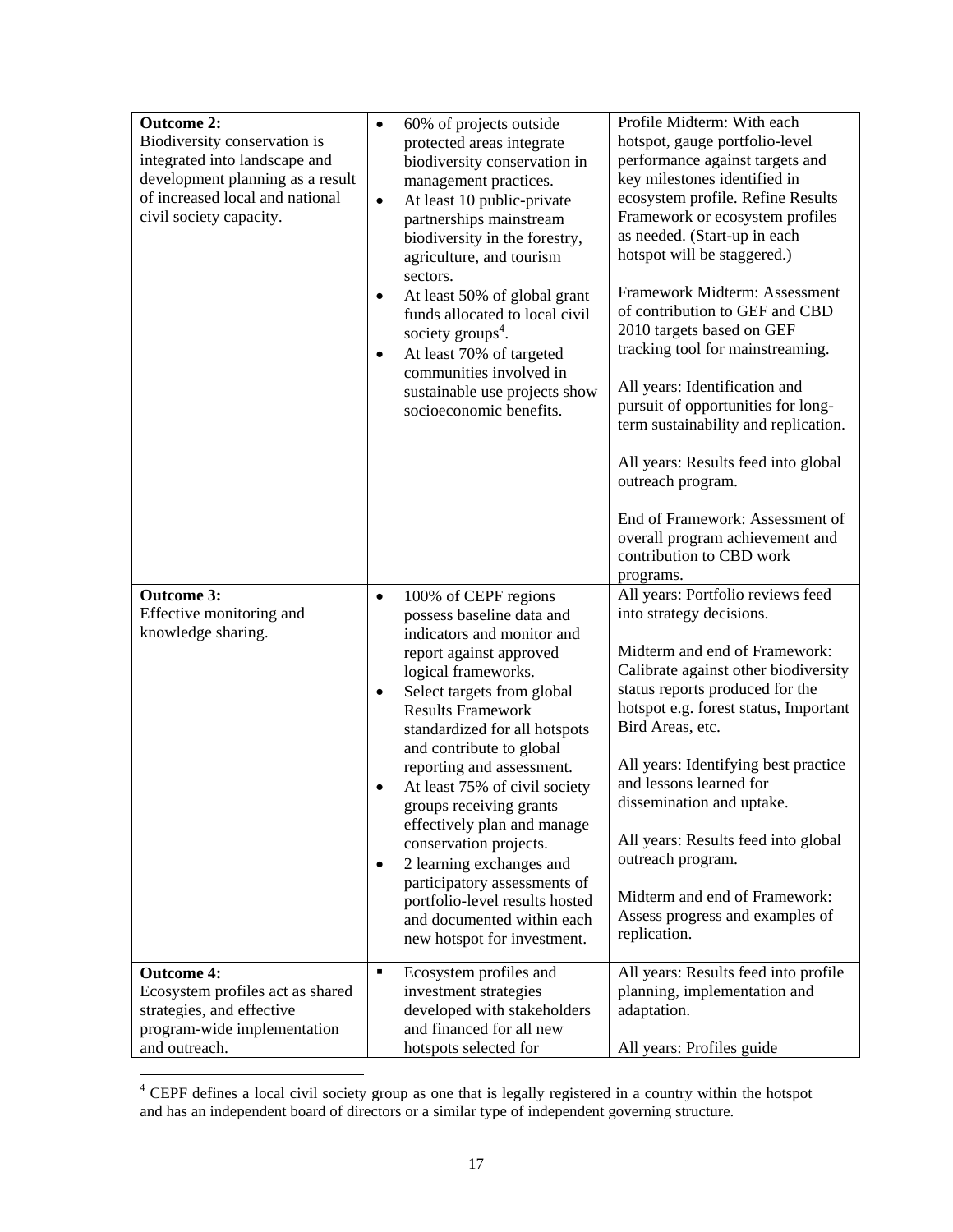| | | |
|---|---|---|
| **Outcome 2:** Biodiversity conservation is integrated into landscape and development planning as a result of increased local and national civil society capacity. | • 60% of projects outside protected areas integrate biodiversity conservation in management practices.<br>• At least 10 public-private partnerships mainstream biodiversity in the forestry, agriculture, and tourism sectors.<br>• At least 50% of global grant funds allocated to local civil society groups[4].<br>• At least 70% of targeted communities involved in sustainable use projects show socioeconomic benefits. | Profile Midterm: With each hotspot, gauge portfolio-level performance against targets and key milestones identified in ecosystem profile. Refine Results Framework or ecosystem profiles as needed. (Start-up in each hotspot will be staggered.)<br><br>Framework Midterm: Assessment of contribution to GEF and CBD 2010 targets based on GEF tracking tool for mainstreaming.<br><br>All years: Identification and pursuit of opportunities for long-term sustainability and replication.<br><br>All years: Results feed into global outreach program.<br><br>End of Framework: Assessment of overall program achievement and contribution to CBD work programs. |
| **Outcome 3:** Effective monitoring and knowledge sharing. | • 100% of CEPF regions possess baseline data and indicators and monitor and report against approved logical frameworks.<br>• Select targets from global Results Framework standardized for all hotspots and contribute to global reporting and assessment.<br>• At least 75% of civil society groups receiving grants effectively plan and manage conservation projects.<br>• 2 learning exchanges and participatory assessments of portfolio-level results hosted and documented within each new hotspot for investment. | All years: Portfolio reviews feed into strategy decisions.<br><br>Midterm and end of Framework: Calibrate against other biodiversity status reports produced for the hotspot e.g. forest status, Important Bird Areas, etc.<br><br>All years: Identifying best practice and lessons learned for dissemination and uptake.<br><br>All years: Results feed into global outreach program.<br><br>Midterm and end of Framework: Assess progress and examples of replication. |
| **Outcome 4:** Ecosystem profiles act as shared strategies, and effective program-wide implementation and outreach. | ▪ Ecosystem profiles and investment strategies developed with stakeholders and financed for all new hotspots selected for | All years: Results feed into profile planning, implementation and adaptation.<br><br>All years: Profiles guide |

[4] CEPF defines a local civil society group as one that is legally registered in a country within the hotspot and has an independent board of directors or a similar type of independent governing structure.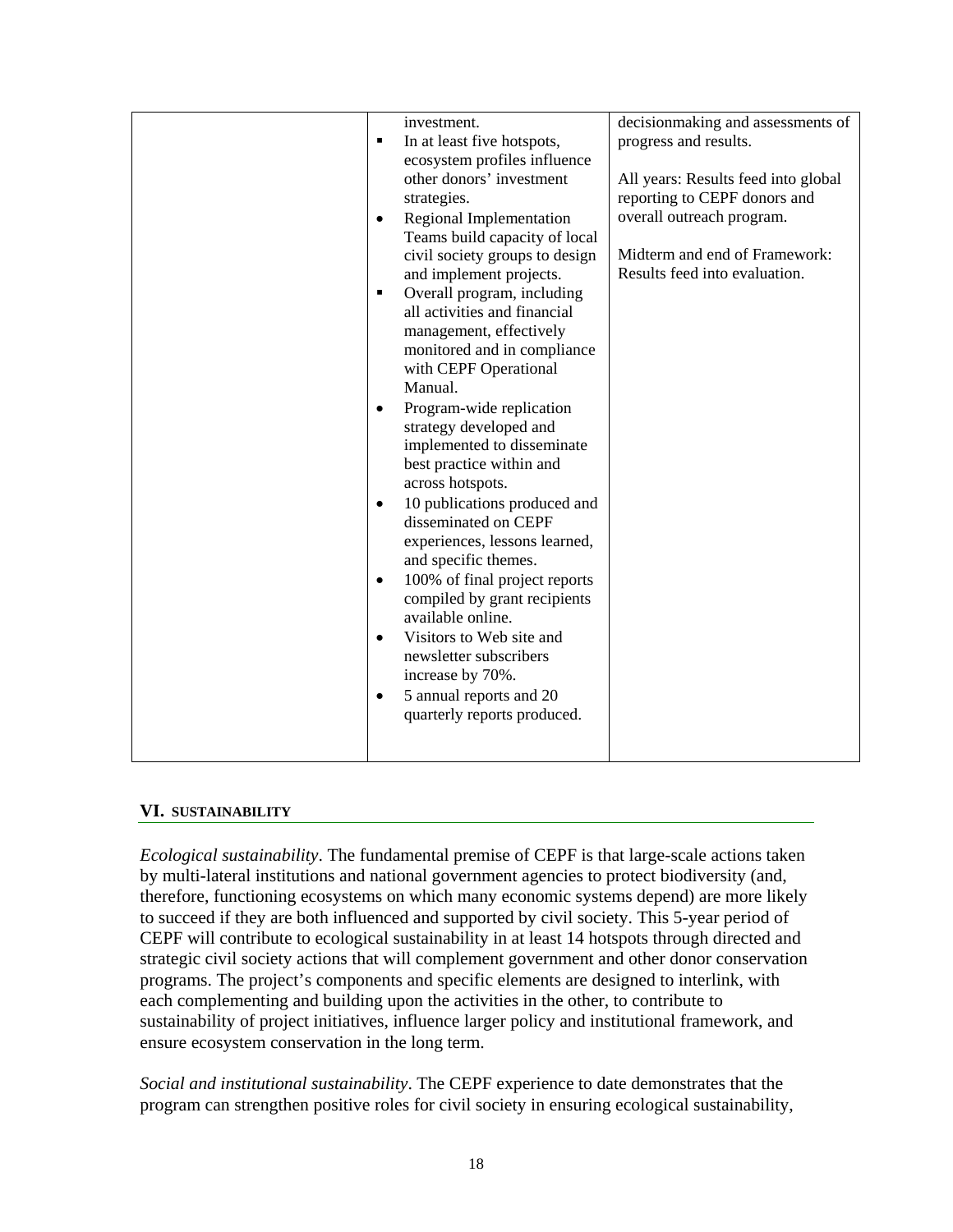|  | investment.<br>▪ In at least five hotspots, ecosystem profiles influence other donors' investment strategies.<br>• Regional Implementation Teams build capacity of local civil society groups to design and implement projects.<br>▪ Overall program, including all activities and financial management, effectively monitored and in compliance with CEPF Operational Manual.<br>• Program-wide replication strategy developed and implemented to disseminate best practice within and across hotspots.<br>• 10 publications produced and disseminated on CEPF experiences, lessons learned, and specific themes.<br>• 100% of final project reports compiled by grant recipients available online.<br>• Visitors to Web site and newsletter subscribers increase by 70%.<br>• 5 annual reports and 20 quarterly reports produced. | decisionmaking and assessments of progress and results.<br><br>All years: Results feed into global reporting to CEPF donors and overall outreach program.<br><br>Midterm and end of Framework: Results feed into evaluation. |
|---|---|---|

## VI. SUSTAINABILITY

*Ecological sustainability*. The fundamental premise of CEPF is that large-scale actions taken by multi-lateral institutions and national government agencies to protect biodiversity (and, therefore, functioning ecosystems on which many economic systems depend) are more likely to succeed if they are both influenced and supported by civil society. This 5-year period of CEPF will contribute to ecological sustainability in at least 14 hotspots through directed and strategic civil society actions that will complement government and other donor conservation programs. The project's components and specific elements are designed to interlink, with each complementing and building upon the activities in the other, to contribute to sustainability of project initiatives, influence larger policy and institutional framework, and ensure ecosystem conservation in the long term.

*Social and institutional sustainability*. The CEPF experience to date demonstrates that the program can strengthen positive roles for civil society in ensuring ecological sustainability,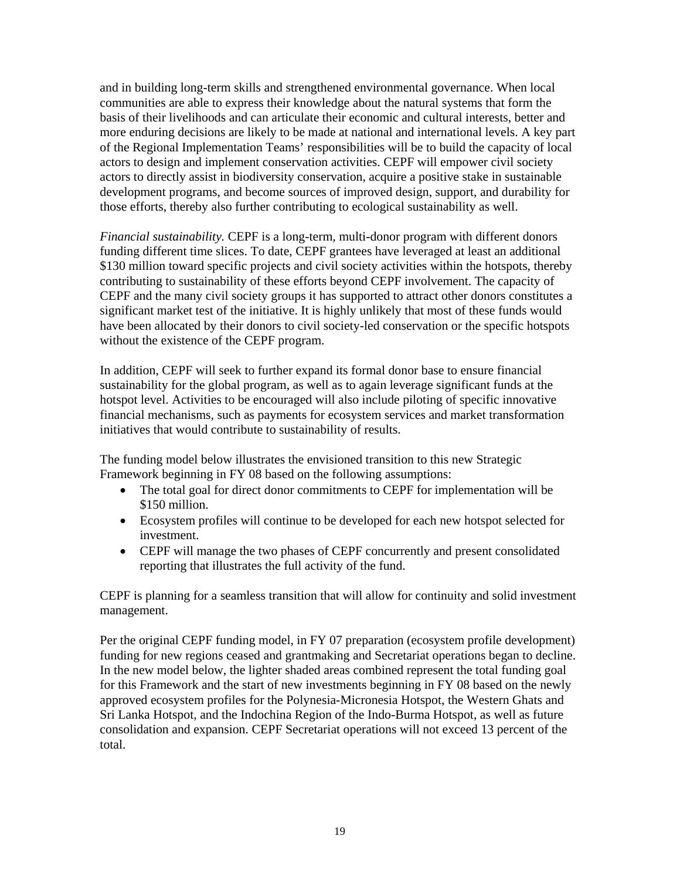and in building long-term skills and strengthened environmental governance. When local communities are able to express their knowledge about the natural systems that form the basis of their livelihoods and can articulate their economic and cultural interests, better and more enduring decisions are likely to be made at national and international levels. A key part of the Regional Implementation Teams' responsibilities will be to build the capacity of local actors to design and implement conservation activities. CEPF will empower civil society actors to directly assist in biodiversity conservation, acquire a positive stake in sustainable development programs, and become sources of improved design, support, and durability for those efforts, thereby also further contributing to ecological sustainability as well.

*Financial sustainability.* CEPF is a long-term, multi-donor program with different donors funding different time slices. To date, CEPF grantees have leveraged at least an additional $130 million toward specific projects and civil society activities within the hotspots, thereby contributing to sustainability of these efforts beyond CEPF involvement. The capacity of CEPF and the many civil society groups it has supported to attract other donors constitutes a significant market test of the initiative. It is highly unlikely that most of these funds would have been allocated by their donors to civil society-led conservation or the specific hotspots without the existence of the CEPF program.

In addition, CEPF will seek to further expand its formal donor base to ensure financial sustainability for the global program, as well as to again leverage significant funds at the hotspot level. Activities to be encouraged will also include piloting of specific innovative financial mechanisms, such as payments for ecosystem services and market transformation initiatives that would contribute to sustainability of results.

The funding model below illustrates the envisioned transition to this new Strategic Framework beginning in FY 08 based on the following assumptions:

- The total goal for direct donor commitments to CEPF for implementation will be $150 million.
- Ecosystem profiles will continue to be developed for each new hotspot selected for investment.
- CEPF will manage the two phases of CEPF concurrently and present consolidated reporting that illustrates the full activity of the fund.

CEPF is planning for a seamless transition that will allow for continuity and solid investment management.

Per the original CEPF funding model, in FY 07 preparation (ecosystem profile development) funding for new regions ceased and grantmaking and Secretariat operations began to decline. In the new model below, the lighter shaded areas combined represent the total funding goal for this Framework and the start of new investments beginning in FY 08 based on the newly approved ecosystem profiles for the Polynesia-Micronesia Hotspot, the Western Ghats and Sri Lanka Hotspot, and the Indochina Region of the Indo-Burma Hotspot, as well as future consolidation and expansion. CEPF Secretariat operations will not exceed 13 percent of the total.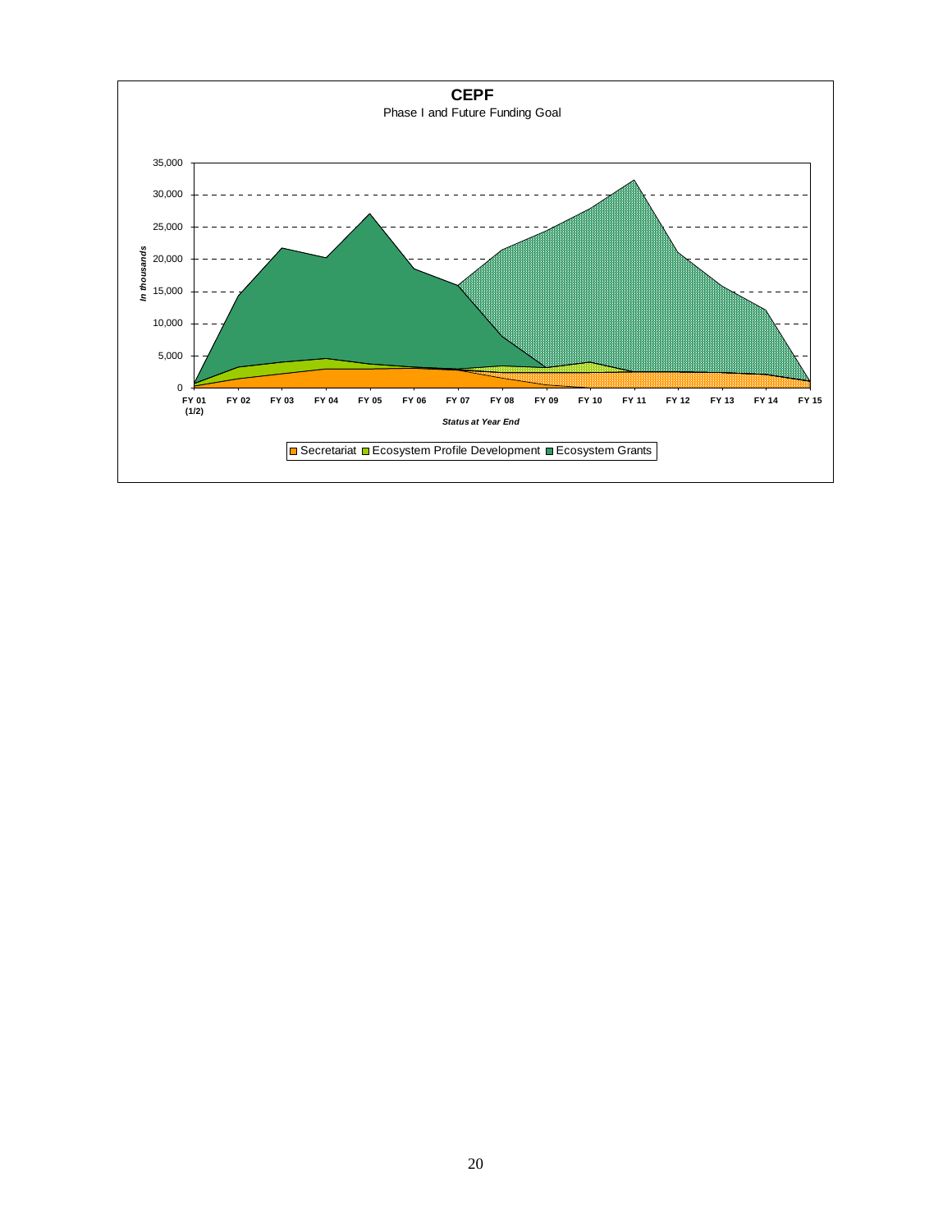**CEPF**

Phase I and Future Funding Goal

*In thousands*

*Status at Year End*

Secretariat | Ecosystem Profile Development | Ecosystem Grants

FY 01 (1/2), FY 02, FY 03, FY 04, FY 05, FY 06, FY 07, FY 08, FY 09, FY 10, FY 11, FY 12, FY 13, FY 14, FY 15

0, 5,000, 10,000, 15,000, 20,000, 25,000, 30,000, 35,000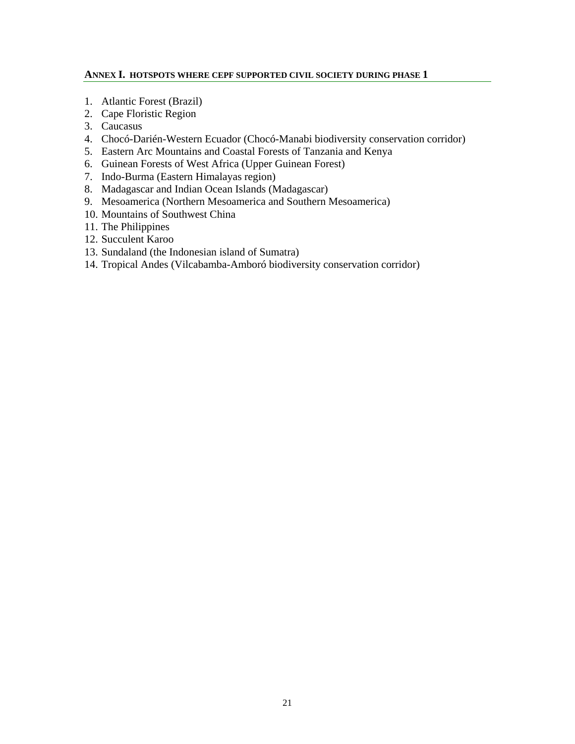## ANNEX I. HOTSPOTS WHERE CEPF SUPPORTED CIVIL SOCIETY DURING PHASE 1

1. Atlantic Forest (Brazil)
2. Cape Floristic Region
3. Caucasus
4. Chocó-Darién-Western Ecuador (Chocó-Manabi biodiversity conservation corridor)
5. Eastern Arc Mountains and Coastal Forests of Tanzania and Kenya
6. Guinean Forests of West Africa (Upper Guinean Forest)
7. Indo-Burma (Eastern Himalayas region)
8. Madagascar and Indian Ocean Islands (Madagascar)
9. Mesoamerica (Northern Mesoamerica and Southern Mesoamerica)
10. Mountains of Southwest China
11. The Philippines
12. Succulent Karoo
13. Sundaland (the Indonesian island of Sumatra)
14. Tropical Andes (Vilcabamba-Amboró biodiversity conservation corridor)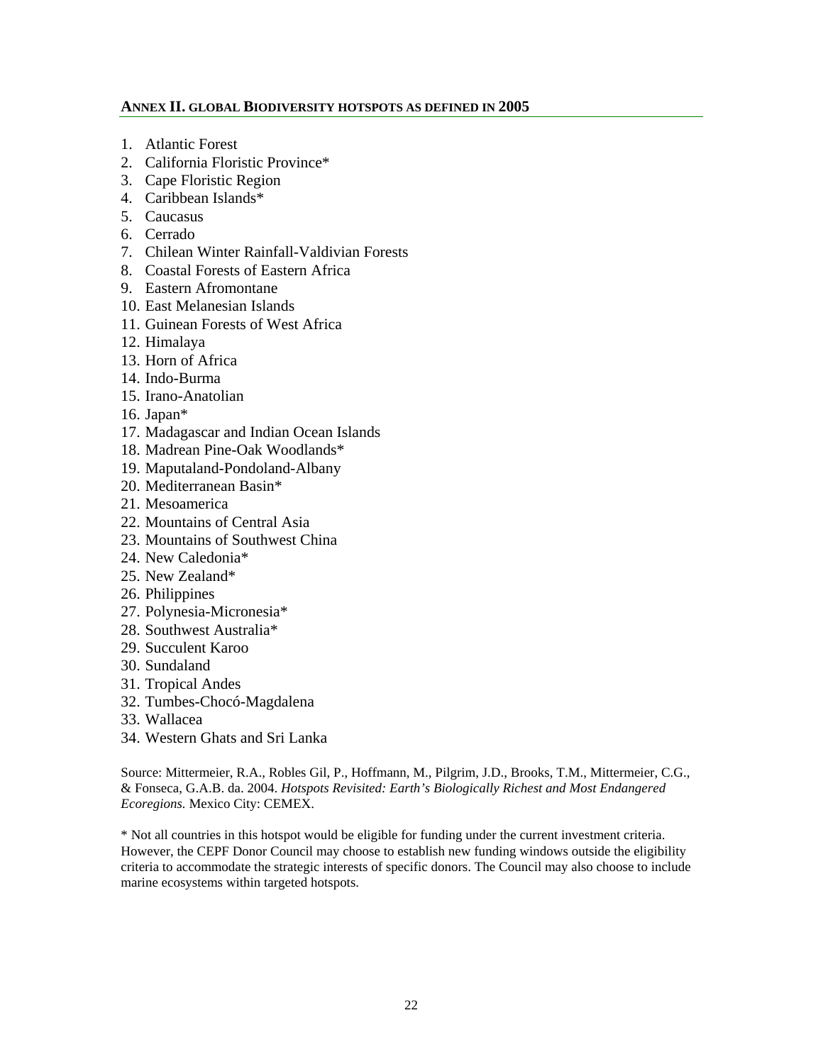## ANNEX II. GLOBAL BIODIVERSITY HOTSPOTS AS DEFINED IN 2005

1. Atlantic Forest
2. California Floristic Province*
3. Cape Floristic Region
4. Caribbean Islands*
5. Caucasus
6. Cerrado
7. Chilean Winter Rainfall-Valdivian Forests
8. Coastal Forests of Eastern Africa
9. Eastern Afromontane
10. East Melanesian Islands
11. Guinean Forests of West Africa
12. Himalaya
13. Horn of Africa
14. Indo-Burma
15. Irano-Anatolian
16. Japan*
17. Madagascar and Indian Ocean Islands
18. Madrean Pine-Oak Woodlands*
19. Maputaland-Pondoland-Albany
20. Mediterranean Basin*
21. Mesoamerica
22. Mountains of Central Asia
23. Mountains of Southwest China
24. New Caledonia*
25. New Zealand*
26. Philippines
27. Polynesia-Micronesia*
28. Southwest Australia*
29. Succulent Karoo
30. Sundaland
31. Tropical Andes
32. Tumbes-Chocó-Magdalena
33. Wallacea
34. Western Ghats and Sri Lanka

Source: Mittermeier, R.A., Robles Gil, P., Hoffmann, M., Pilgrim, J.D., Brooks, T.M., Mittermeier, C.G., & Fonseca, G.A.B. da. 2004. *Hotspots Revisited: Earth's Biologically Richest and Most Endangered Ecoregions.* Mexico City: CEMEX.

* Not all countries in this hotspot would be eligible for funding under the current investment criteria. However, the CEPF Donor Council may choose to establish new funding windows outside the eligibility criteria to accommodate the strategic interests of specific donors. The Council may also choose to include marine ecosystems within targeted hotspots.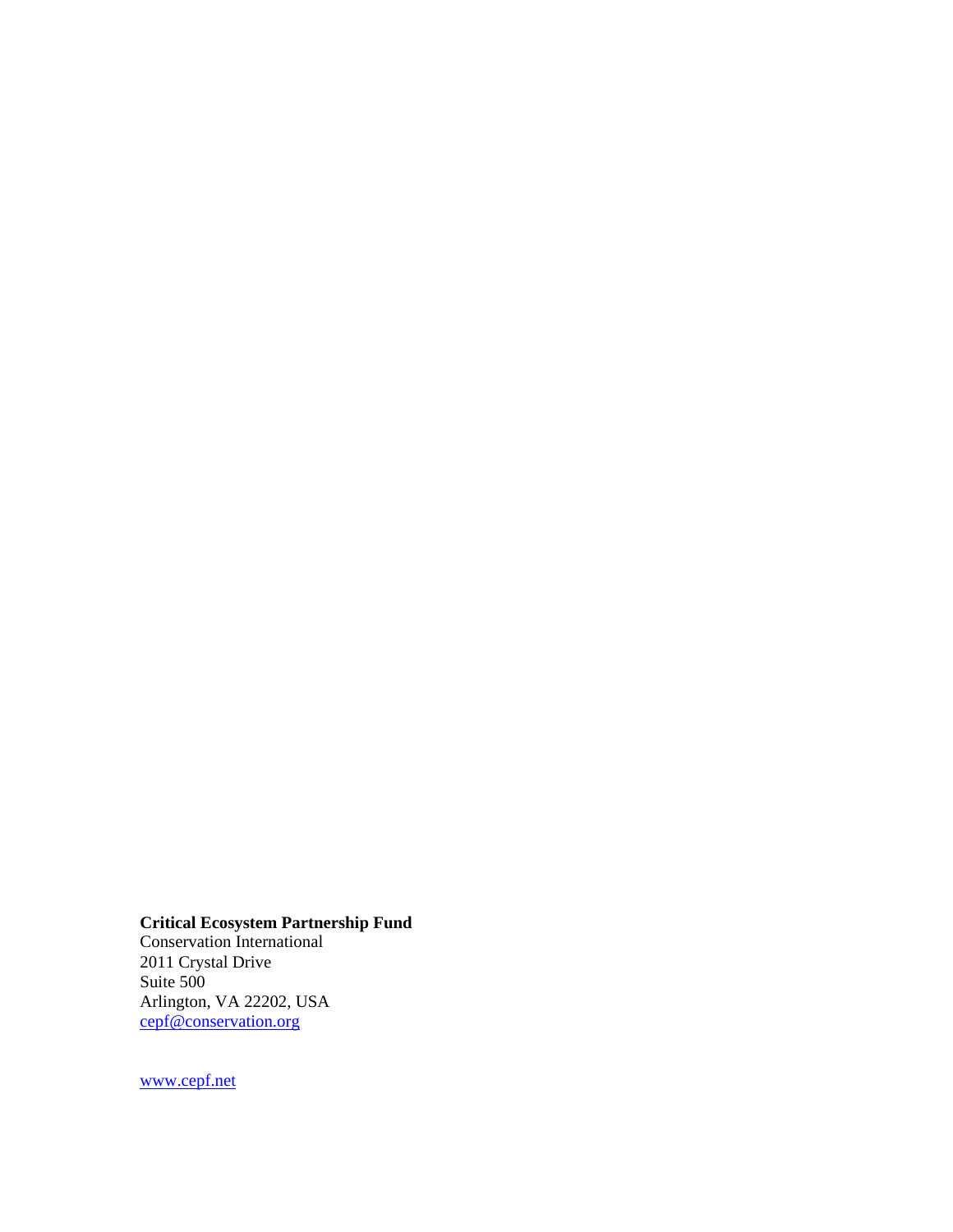**Critical Ecosystem Partnership Fund**
Conservation International
2011 Crystal Drive
Suite 500
Arlington, VA 22202, USA
cepf@conservation.org

www.cepf.net